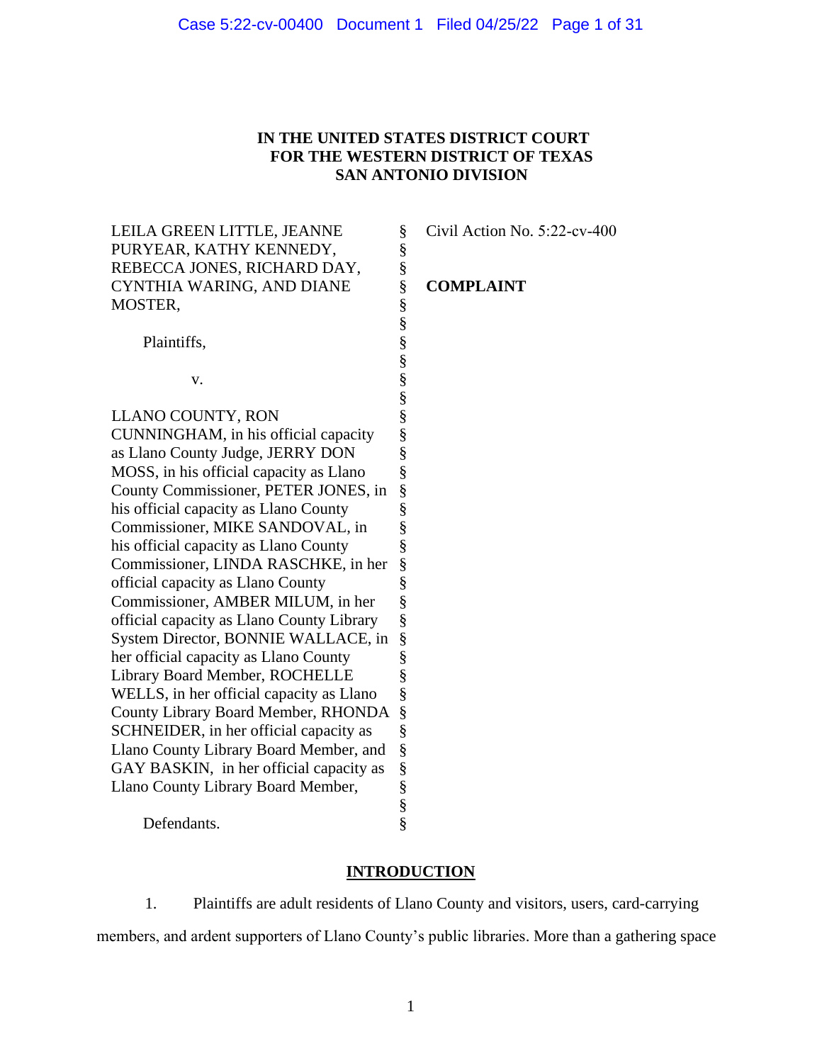# IN THE UNITED STATES DISTRICT COURT
# FOR THE WESTERN DISTRICT OF TEXAS
# SAN ANTONIO DIVISION

| | | |
|---|---|---|
| LEILA GREEN LITTLE, JEANNE PURYEAR, KATHY KENNEDY, REBECCA JONES, RICHARD DAY, CYNTHIA WARING, AND DIANE MOSTER,<br><br>Plaintiffs,<br><br>v.<br><br>LLANO COUNTY, RON CUNNINGHAM, in his official capacity as Llano County Judge, JERRY DON MOSS, in his official capacity as Llano County Commissioner, PETER JONES, in his official capacity as Llano County Commissioner, MIKE SANDOVAL, in his official capacity as Llano County Commissioner, LINDA RASCHKE, in her official capacity as Llano County Commissioner, AMBER MILUM, in her official capacity as Llano County Library System Director, BONNIE WALLACE, in her official capacity as Llano County Library Board Member, ROCHELLE WELLS, in her official capacity as Llano County Library Board Member, RHONDA SCHNEIDER, in her official capacity as Llano County Library Board Member, and GAY BASKIN, in her official capacity as Llano County Library Board Member,<br><br>Defendants. | § | Civil Action No. 5:22-cv-400<br><br>**COMPLAINT** |

## INTRODUCTION

1. Plaintiffs are adult residents of Llano County and visitors, users, card-carrying members, and ardent supporters of Llano County's public libraries. More than a gathering space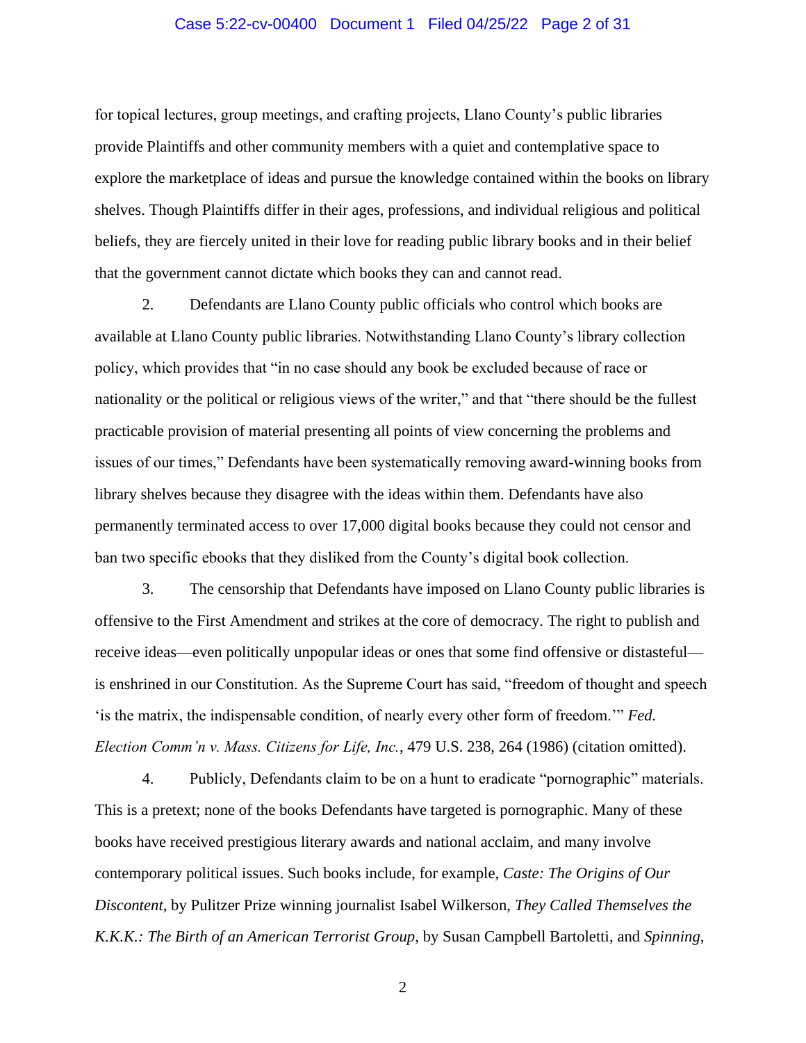for topical lectures, group meetings, and crafting projects, Llano County's public libraries provide Plaintiffs and other community members with a quiet and contemplative space to explore the marketplace of ideas and pursue the knowledge contained within the books on library shelves. Though Plaintiffs differ in their ages, professions, and individual religious and political beliefs, they are fiercely united in their love for reading public library books and in their belief that the government cannot dictate which books they can and cannot read.

2. Defendants are Llano County public officials who control which books are available at Llano County public libraries. Notwithstanding Llano County's library collection policy, which provides that "in no case should any book be excluded because of race or nationality or the political or religious views of the writer," and that "there should be the fullest practicable provision of material presenting all points of view concerning the problems and issues of our times," Defendants have been systematically removing award-winning books from library shelves because they disagree with the ideas within them. Defendants have also permanently terminated access to over 17,000 digital books because they could not censor and ban two specific ebooks that they disliked from the County's digital book collection.

3. The censorship that Defendants have imposed on Llano County public libraries is offensive to the First Amendment and strikes at the core of democracy. The right to publish and receive ideas—even politically unpopular ideas or ones that some find offensive or distasteful—is enshrined in our Constitution. As the Supreme Court has said, "freedom of thought and speech 'is the matrix, the indispensable condition, of nearly every other form of freedom.'" *Fed. Election Comm'n v. Mass. Citizens for Life, Inc.*, 479 U.S. 238, 264 (1986) (citation omitted).

4. Publicly, Defendants claim to be on a hunt to eradicate "pornographic" materials. This is a pretext; none of the books Defendants have targeted is pornographic. Many of these books have received prestigious literary awards and national acclaim, and many involve contemporary political issues. Such books include, for example, *Caste: The Origins of Our Discontent*, by Pulitzer Prize winning journalist Isabel Wilkerson, *They Called Themselves the K.K.K.: The Birth of an American Terrorist Group*, by Susan Campbell Bartoletti, and *Spinning*,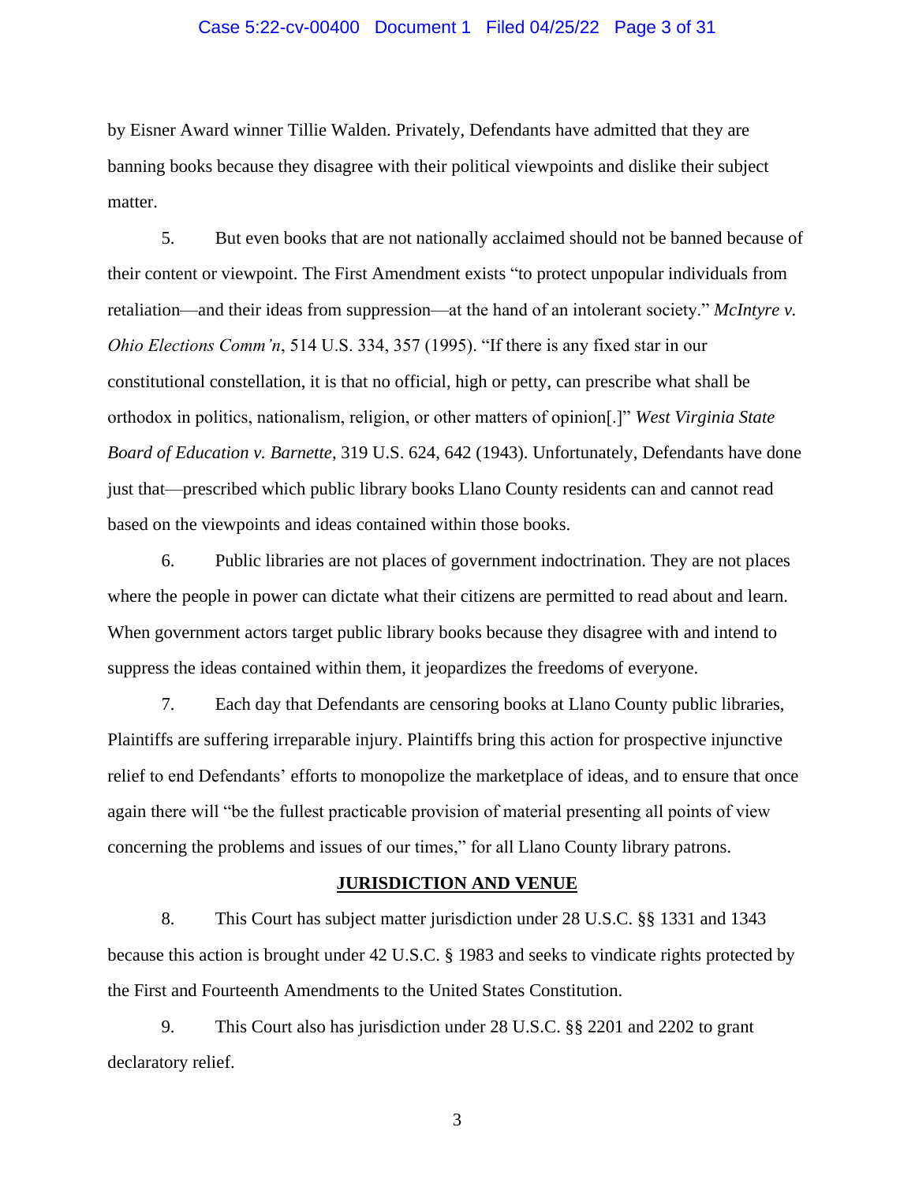by Eisner Award winner Tillie Walden. Privately, Defendants have admitted that they are banning books because they disagree with their political viewpoints and dislike their subject matter.

5. But even books that are not nationally acclaimed should not be banned because of their content or viewpoint. The First Amendment exists "to protect unpopular individuals from retaliation—and their ideas from suppression—at the hand of an intolerant society." *McIntyre v. Ohio Elections Comm'n*, 514 U.S. 334, 357 (1995). "If there is any fixed star in our constitutional constellation, it is that no official, high or petty, can prescribe what shall be orthodox in politics, nationalism, religion, or other matters of opinion[.]" *West Virginia State Board of Education v. Barnette*, 319 U.S. 624, 642 (1943). Unfortunately, Defendants have done just that—prescribed which public library books Llano County residents can and cannot read based on the viewpoints and ideas contained within those books.

6. Public libraries are not places of government indoctrination. They are not places where the people in power can dictate what their citizens are permitted to read about and learn. When government actors target public library books because they disagree with and intend to suppress the ideas contained within them, it jeopardizes the freedoms of everyone.

7. Each day that Defendants are censoring books at Llano County public libraries, Plaintiffs are suffering irreparable injury. Plaintiffs bring this action for prospective injunctive relief to end Defendants' efforts to monopolize the marketplace of ideas, and to ensure that once again there will "be the fullest practicable provision of material presenting all points of view concerning the problems and issues of our times," for all Llano County library patrons.

## JURISDICTION AND VENUE

8. This Court has subject matter jurisdiction under 28 U.S.C. §§ 1331 and 1343 because this action is brought under 42 U.S.C. § 1983 and seeks to vindicate rights protected by the First and Fourteenth Amendments to the United States Constitution.

9. This Court also has jurisdiction under 28 U.S.C. §§ 2201 and 2202 to grant declaratory relief.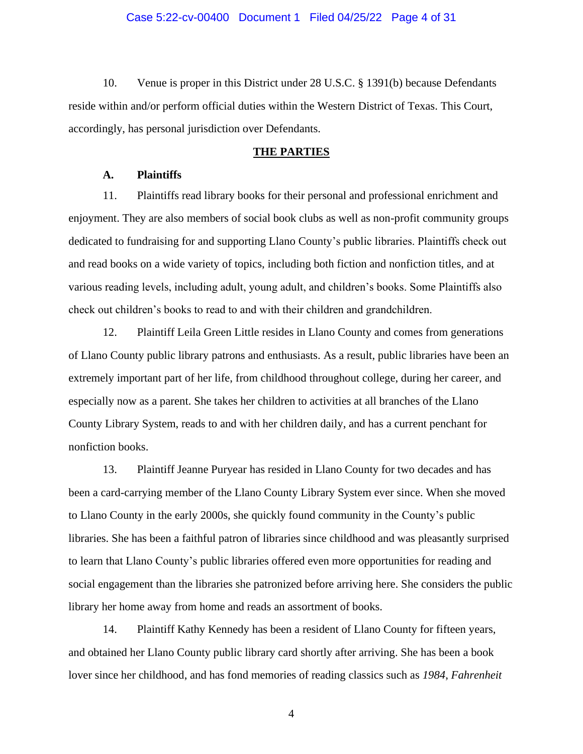10. Venue is proper in this District under 28 U.S.C. § 1391(b) because Defendants reside within and/or perform official duties within the Western District of Texas. This Court, accordingly, has personal jurisdiction over Defendants.

## THE PARTIES

### A. Plaintiffs

11. Plaintiffs read library books for their personal and professional enrichment and enjoyment. They are also members of social book clubs as well as non-profit community groups dedicated to fundraising for and supporting Llano County's public libraries. Plaintiffs check out and read books on a wide variety of topics, including both fiction and nonfiction titles, and at various reading levels, including adult, young adult, and children's books. Some Plaintiffs also check out children's books to read to and with their children and grandchildren.

12. Plaintiff Leila Green Little resides in Llano County and comes from generations of Llano County public library patrons and enthusiasts. As a result, public libraries have been an extremely important part of her life, from childhood throughout college, during her career, and especially now as a parent. She takes her children to activities at all branches of the Llano County Library System, reads to and with her children daily, and has a current penchant for nonfiction books.

13. Plaintiff Jeanne Puryear has resided in Llano County for two decades and has been a card-carrying member of the Llano County Library System ever since. When she moved to Llano County in the early 2000s, she quickly found community in the County's public libraries. She has been a faithful patron of libraries since childhood and was pleasantly surprised to learn that Llano County's public libraries offered even more opportunities for reading and social engagement than the libraries she patronized before arriving here. She considers the public library her home away from home and reads an assortment of books.

14. Plaintiff Kathy Kennedy has been a resident of Llano County for fifteen years, and obtained her Llano County public library card shortly after arriving. She has been a book lover since her childhood, and has fond memories of reading classics such as *1984*, *Fahrenheit*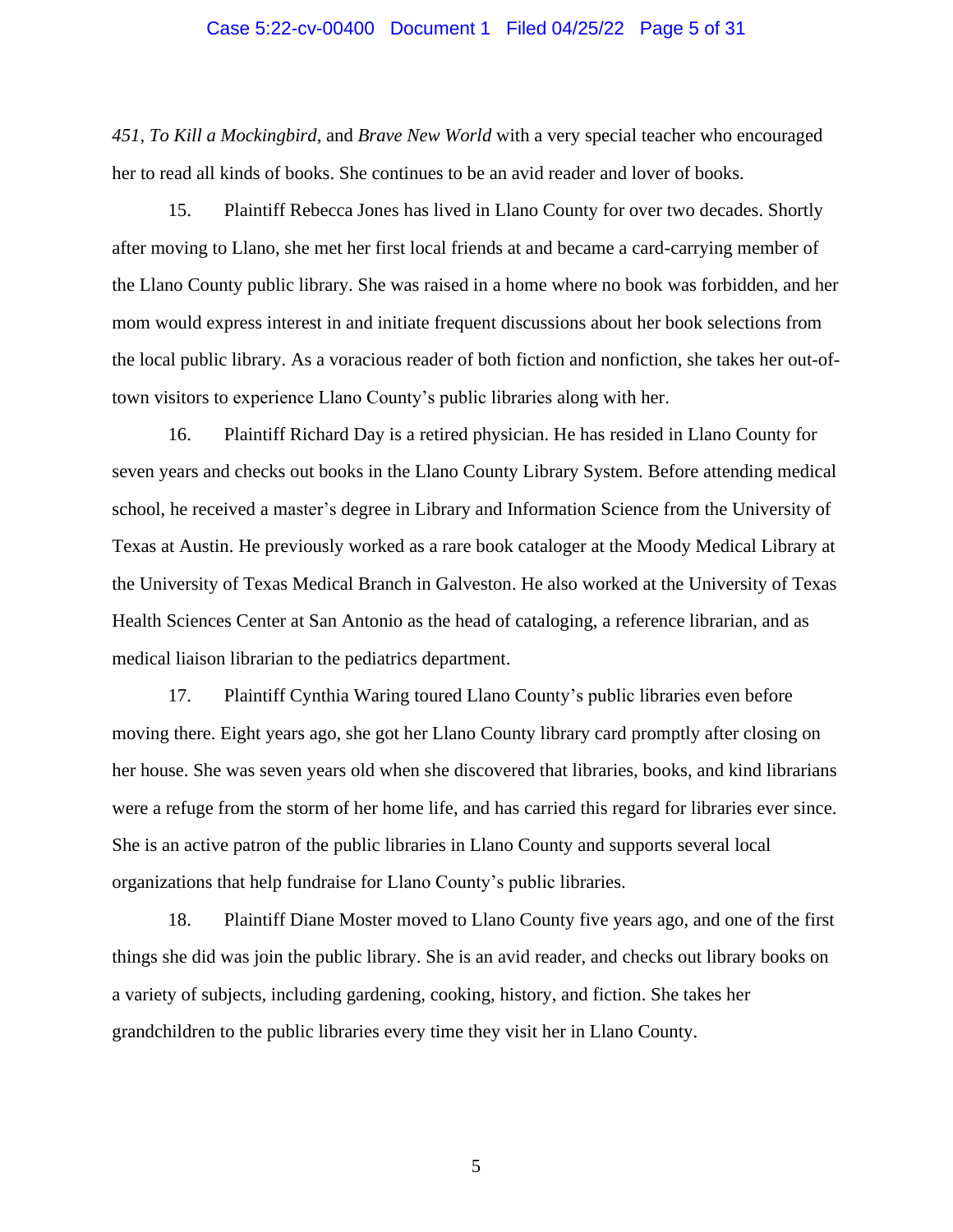*451*, *To Kill a Mockingbird*, and *Brave New World* with a very special teacher who encouraged her to read all kinds of books. She continues to be an avid reader and lover of books.

15. Plaintiff Rebecca Jones has lived in Llano County for over two decades. Shortly after moving to Llano, she met her first local friends at and became a card-carrying member of the Llano County public library. She was raised in a home where no book was forbidden, and her mom would express interest in and initiate frequent discussions about her book selections from the local public library. As a voracious reader of both fiction and nonfiction, she takes her out-of-town visitors to experience Llano County's public libraries along with her.

16. Plaintiff Richard Day is a retired physician. He has resided in Llano County for seven years and checks out books in the Llano County Library System. Before attending medical school, he received a master's degree in Library and Information Science from the University of Texas at Austin. He previously worked as a rare book cataloger at the Moody Medical Library at the University of Texas Medical Branch in Galveston. He also worked at the University of Texas Health Sciences Center at San Antonio as the head of cataloging, a reference librarian, and as medical liaison librarian to the pediatrics department.

17. Plaintiff Cynthia Waring toured Llano County's public libraries even before moving there. Eight years ago, she got her Llano County library card promptly after closing on her house. She was seven years old when she discovered that libraries, books, and kind librarians were a refuge from the storm of her home life, and has carried this regard for libraries ever since. She is an active patron of the public libraries in Llano County and supports several local organizations that help fundraise for Llano County's public libraries.

18. Plaintiff Diane Moster moved to Llano County five years ago, and one of the first things she did was join the public library. She is an avid reader, and checks out library books on a variety of subjects, including gardening, cooking, history, and fiction. She takes her grandchildren to the public libraries every time they visit her in Llano County.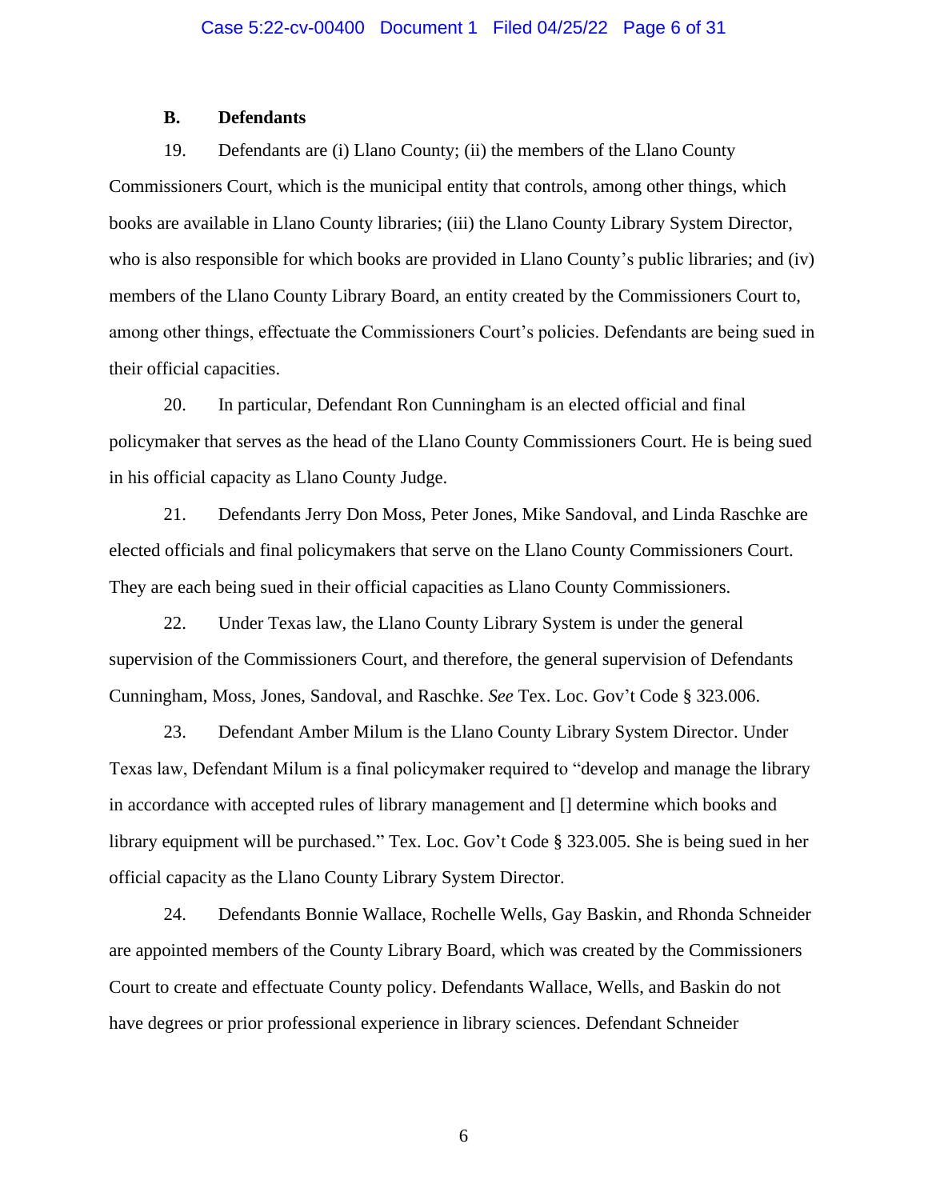### B. Defendants

19. Defendants are (i) Llano County; (ii) the members of the Llano County Commissioners Court, which is the municipal entity that controls, among other things, which books are available in Llano County libraries; (iii) the Llano County Library System Director, who is also responsible for which books are provided in Llano County's public libraries; and (iv) members of the Llano County Library Board, an entity created by the Commissioners Court to, among other things, effectuate the Commissioners Court's policies. Defendants are being sued in their official capacities.

20. In particular, Defendant Ron Cunningham is an elected official and final policymaker that serves as the head of the Llano County Commissioners Court. He is being sued in his official capacity as Llano County Judge.

21. Defendants Jerry Don Moss, Peter Jones, Mike Sandoval, and Linda Raschke are elected officials and final policymakers that serve on the Llano County Commissioners Court. They are each being sued in their official capacities as Llano County Commissioners.

22. Under Texas law, the Llano County Library System is under the general supervision of the Commissioners Court, and therefore, the general supervision of Defendants Cunningham, Moss, Jones, Sandoval, and Raschke. *See* Tex. Loc. Gov't Code § 323.006.

23. Defendant Amber Milum is the Llano County Library System Director. Under Texas law, Defendant Milum is a final policymaker required to "develop and manage the library in accordance with accepted rules of library management and [] determine which books and library equipment will be purchased." Tex. Loc. Gov't Code § 323.005. She is being sued in her official capacity as the Llano County Library System Director.

24. Defendants Bonnie Wallace, Rochelle Wells, Gay Baskin, and Rhonda Schneider are appointed members of the County Library Board, which was created by the Commissioners Court to create and effectuate County policy. Defendants Wallace, Wells, and Baskin do not have degrees or prior professional experience in library sciences. Defendant Schneider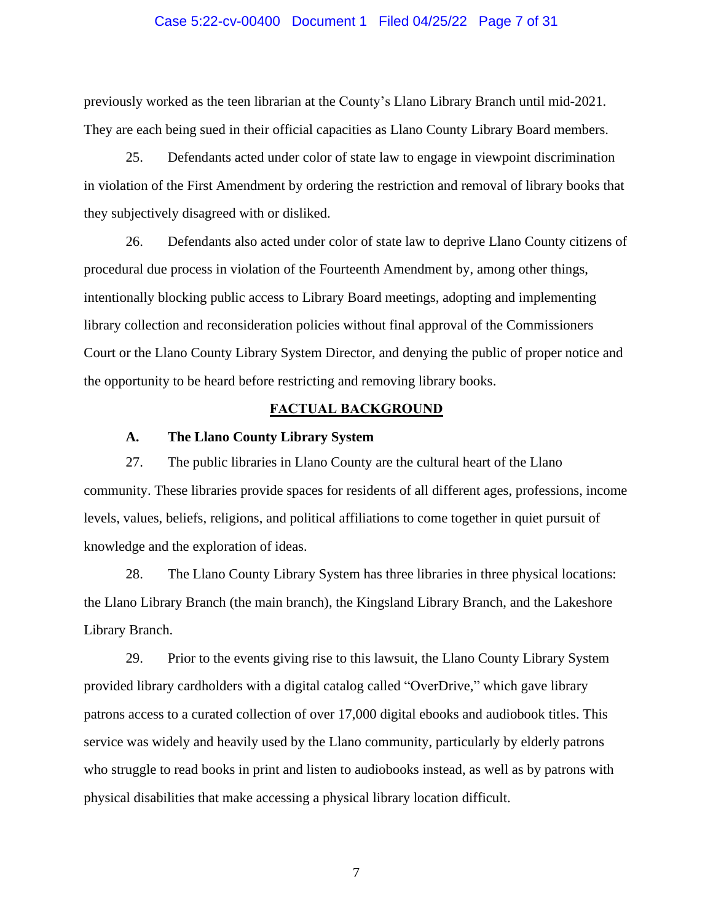previously worked as the teen librarian at the County's Llano Library Branch until mid-2021. They are each being sued in their official capacities as Llano County Library Board members.

25. Defendants acted under color of state law to engage in viewpoint discrimination in violation of the First Amendment by ordering the restriction and removal of library books that they subjectively disagreed with or disliked.

26. Defendants also acted under color of state law to deprive Llano County citizens of procedural due process in violation of the Fourteenth Amendment by, among other things, intentionally blocking public access to Library Board meetings, adopting and implementing library collection and reconsideration policies without final approval of the Commissioners Court or the Llano County Library System Director, and denying the public of proper notice and the opportunity to be heard before restricting and removing library books.

## FACTUAL BACKGROUND

### A. The Llano County Library System

27. The public libraries in Llano County are the cultural heart of the Llano community. These libraries provide spaces for residents of all different ages, professions, income levels, values, beliefs, religions, and political affiliations to come together in quiet pursuit of knowledge and the exploration of ideas.

28. The Llano County Library System has three libraries in three physical locations: the Llano Library Branch (the main branch), the Kingsland Library Branch, and the Lakeshore Library Branch.

29. Prior to the events giving rise to this lawsuit, the Llano County Library System provided library cardholders with a digital catalog called "OverDrive," which gave library patrons access to a curated collection of over 17,000 digital ebooks and audiobook titles. This service was widely and heavily used by the Llano community, particularly by elderly patrons who struggle to read books in print and listen to audiobooks instead, as well as by patrons with physical disabilities that make accessing a physical library location difficult.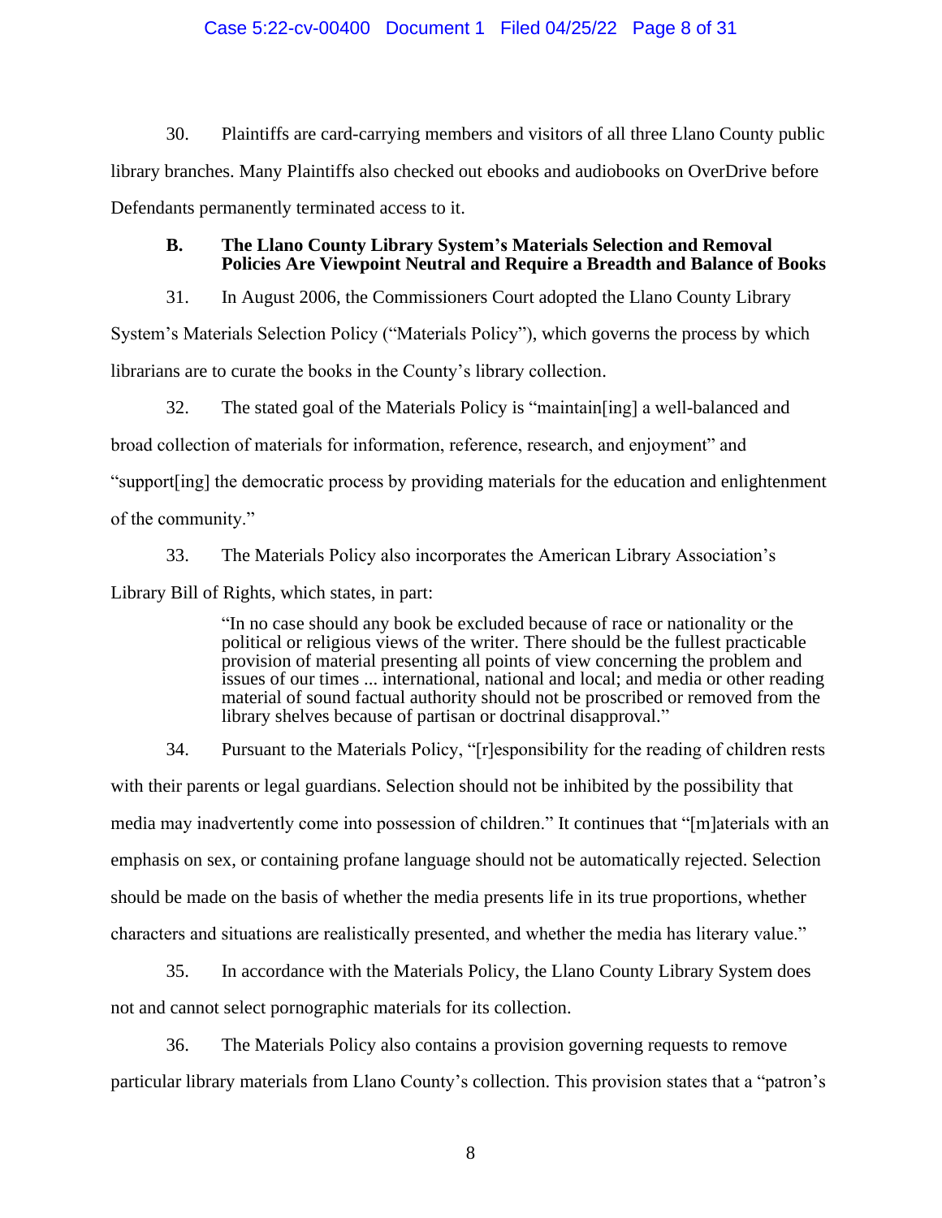30. Plaintiffs are card-carrying members and visitors of all three Llano County public library branches. Many Plaintiffs also checked out ebooks and audiobooks on OverDrive before Defendants permanently terminated access to it.

### B. The Llano County Library System's Materials Selection and Removal Policies Are Viewpoint Neutral and Require a Breadth and Balance of Books

31. In August 2006, the Commissioners Court adopted the Llano County Library System's Materials Selection Policy ("Materials Policy"), which governs the process by which librarians are to curate the books in the County's library collection.

32. The stated goal of the Materials Policy is "maintain[ing] a well-balanced and broad collection of materials for information, reference, research, and enjoyment" and "support[ing] the democratic process by providing materials for the education and enlightenment of the community."

33. The Materials Policy also incorporates the American Library Association's Library Bill of Rights, which states, in part:

> "In no case should any book be excluded because of race or nationality or the political or religious views of the writer. There should be the fullest practicable provision of material presenting all points of view concerning the problem and issues of our times ... international, national and local; and media or other reading material of sound factual authority should not be proscribed or removed from the library shelves because of partisan or doctrinal disapproval."

34. Pursuant to the Materials Policy, "[r]esponsibility for the reading of children rests with their parents or legal guardians. Selection should not be inhibited by the possibility that media may inadvertently come into possession of children." It continues that "[m]aterials with an emphasis on sex, or containing profane language should not be automatically rejected. Selection should be made on the basis of whether the media presents life in its true proportions, whether characters and situations are realistically presented, and whether the media has literary value."

35. In accordance with the Materials Policy, the Llano County Library System does not and cannot select pornographic materials for its collection.

36. The Materials Policy also contains a provision governing requests to remove particular library materials from Llano County's collection. This provision states that a "patron's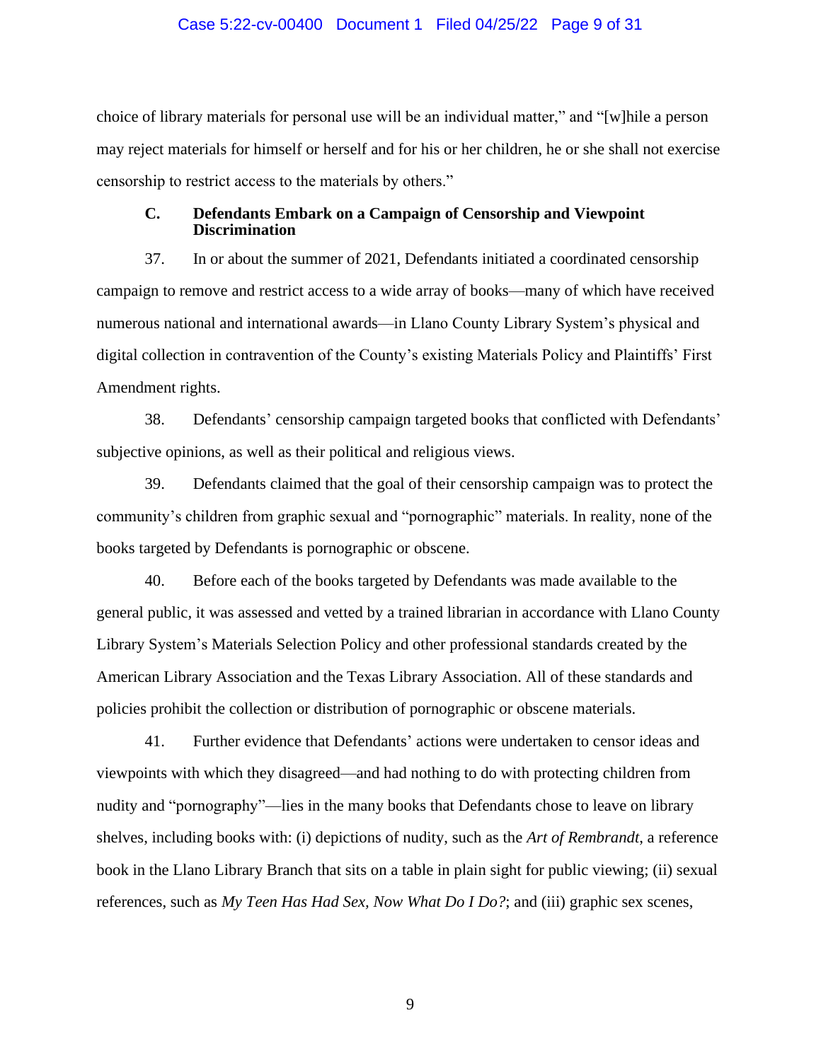choice of library materials for personal use will be an individual matter," and "[w]hile a person may reject materials for himself or herself and for his or her children, he or she shall not exercise censorship to restrict access to the materials by others."

### C. Defendants Embark on a Campaign of Censorship and Viewpoint Discrimination

37. In or about the summer of 2021, Defendants initiated a coordinated censorship campaign to remove and restrict access to a wide array of books—many of which have received numerous national and international awards—in Llano County Library System's physical and digital collection in contravention of the County's existing Materials Policy and Plaintiffs' First Amendment rights.

38. Defendants' censorship campaign targeted books that conflicted with Defendants' subjective opinions, as well as their political and religious views.

39. Defendants claimed that the goal of their censorship campaign was to protect the community's children from graphic sexual and "pornographic" materials. In reality, none of the books targeted by Defendants is pornographic or obscene.

40. Before each of the books targeted by Defendants was made available to the general public, it was assessed and vetted by a trained librarian in accordance with Llano County Library System's Materials Selection Policy and other professional standards created by the American Library Association and the Texas Library Association. All of these standards and policies prohibit the collection or distribution of pornographic or obscene materials.

41. Further evidence that Defendants' actions were undertaken to censor ideas and viewpoints with which they disagreed—and had nothing to do with protecting children from nudity and "pornography"—lies in the many books that Defendants chose to leave on library shelves, including books with: (i) depictions of nudity, such as the *Art of Rembrandt*, a reference book in the Llano Library Branch that sits on a table in plain sight for public viewing; (ii) sexual references, such as *My Teen Has Had Sex, Now What Do I Do?*; and (iii) graphic sex scenes,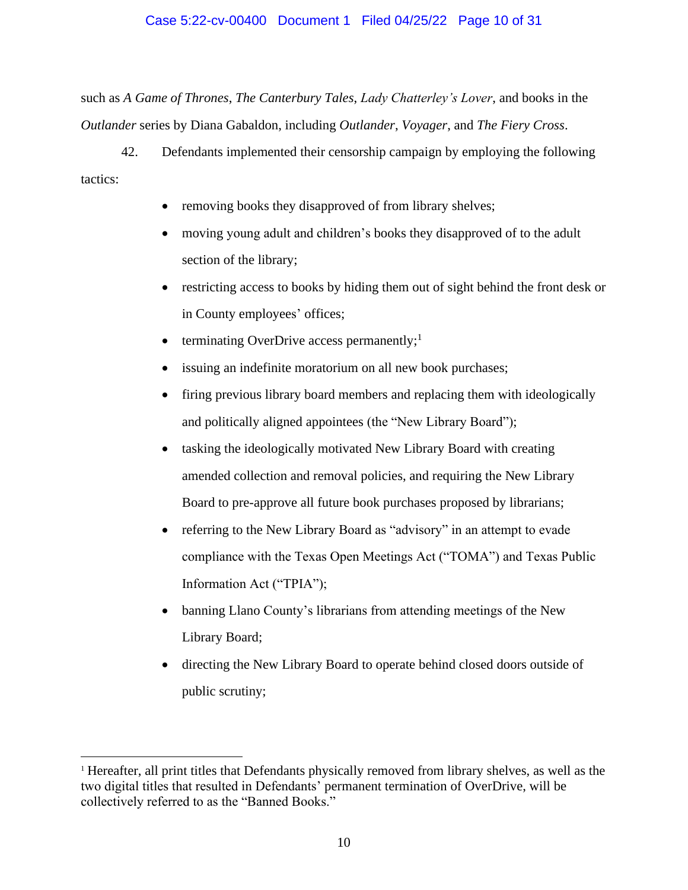such as *A Game of Thrones*, *The Canterbury Tales*, *Lady Chatterley's Lover*, and books in the *Outlander* series by Diana Gabaldon, including *Outlander*, *Voyager*, and *The Fiery Cross*.

42. Defendants implemented their censorship campaign by employing the following tactics:

- removing books they disapproved of from library shelves;
- moving young adult and children's books they disapproved of to the adult section of the library;
- restricting access to books by hiding them out of sight behind the front desk or in County employees' offices;
- terminating OverDrive access permanently;[1]
- issuing an indefinite moratorium on all new book purchases;
- firing previous library board members and replacing them with ideologically and politically aligned appointees (the "New Library Board");
- tasking the ideologically motivated New Library Board with creating amended collection and removal policies, and requiring the New Library Board to pre-approve all future book purchases proposed by librarians;
- referring to the New Library Board as "advisory" in an attempt to evade compliance with the Texas Open Meetings Act ("TOMA") and Texas Public Information Act ("TPIA");
- banning Llano County's librarians from attending meetings of the New Library Board;
- directing the New Library Board to operate behind closed doors outside of public scrutiny;

---

[1] Hereafter, all print titles that Defendants physically removed from library shelves, as well as the two digital titles that resulted in Defendants' permanent termination of OverDrive, will be collectively referred to as the "Banned Books."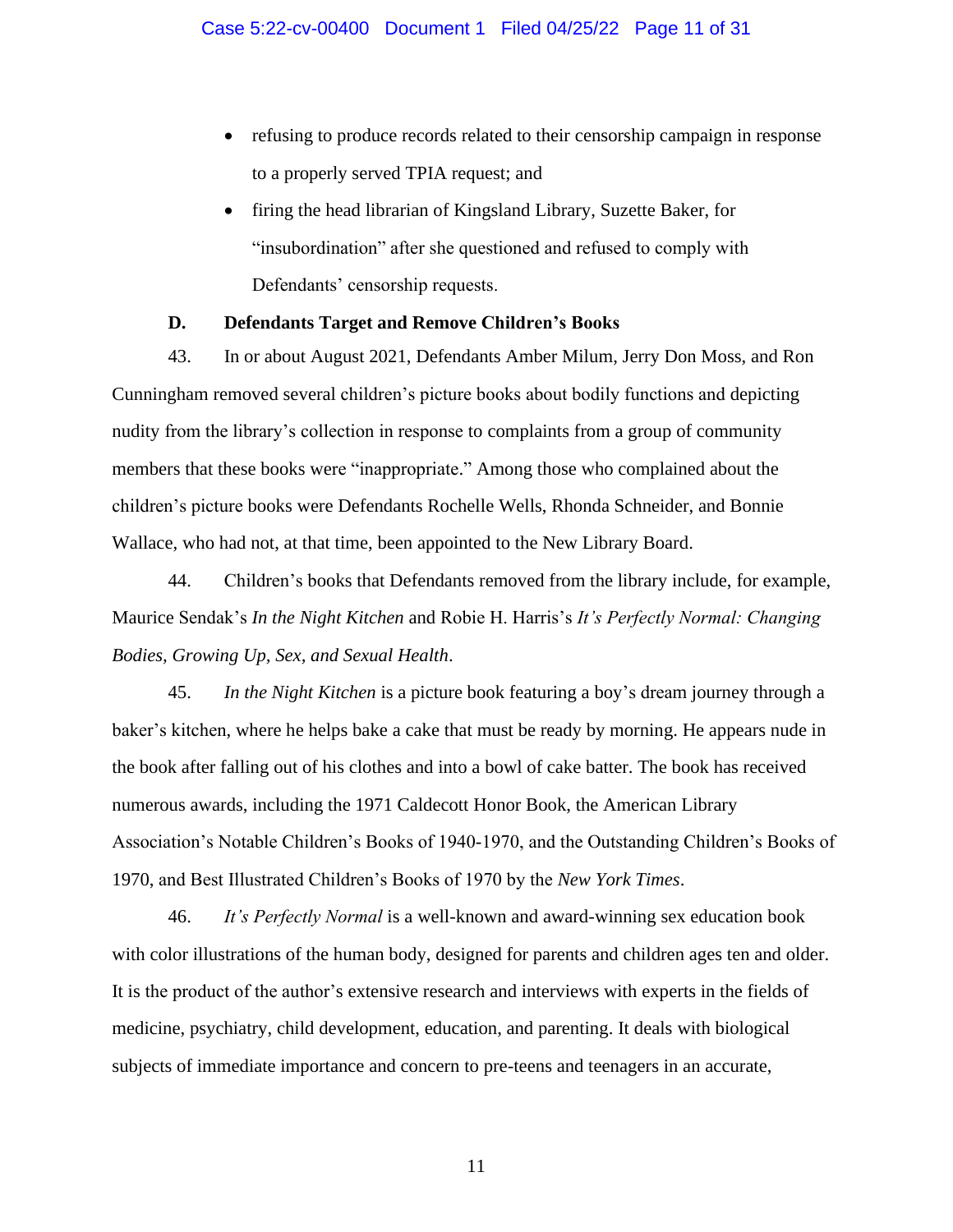- refusing to produce records related to their censorship campaign in response to a properly served TPIA request; and
- firing the head librarian of Kingsland Library, Suzette Baker, for "insubordination" after she questioned and refused to comply with Defendants' censorship requests.

### D. Defendants Target and Remove Children's Books

43. In or about August 2021, Defendants Amber Milum, Jerry Don Moss, and Ron Cunningham removed several children's picture books about bodily functions and depicting nudity from the library's collection in response to complaints from a group of community members that these books were "inappropriate." Among those who complained about the children's picture books were Defendants Rochelle Wells, Rhonda Schneider, and Bonnie Wallace, who had not, at that time, been appointed to the New Library Board.

44. Children's books that Defendants removed from the library include, for example, Maurice Sendak's *In the Night Kitchen* and Robie H. Harris's *It's Perfectly Normal: Changing Bodies, Growing Up, Sex, and Sexual Health*.

45. *In the Night Kitchen* is a picture book featuring a boy's dream journey through a baker's kitchen, where he helps bake a cake that must be ready by morning. He appears nude in the book after falling out of his clothes and into a bowl of cake batter. The book has received numerous awards, including the 1971 Caldecott Honor Book, the American Library Association's Notable Children's Books of 1940-1970, and the Outstanding Children's Books of 1970, and Best Illustrated Children's Books of 1970 by the *New York Times*.

46. *It's Perfectly Normal* is a well-known and award-winning sex education book with color illustrations of the human body, designed for parents and children ages ten and older. It is the product of the author's extensive research and interviews with experts in the fields of medicine, psychiatry, child development, education, and parenting. It deals with biological subjects of immediate importance and concern to pre-teens and teenagers in an accurate,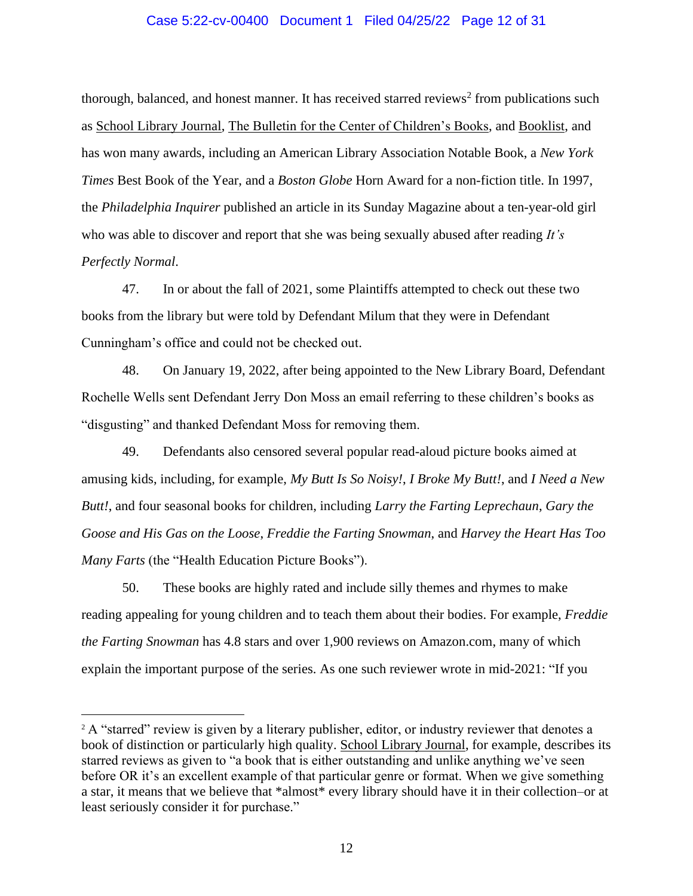thorough, balanced, and honest manner. It has received starred reviews[2] from publications such as School Library Journal, The Bulletin for the Center of Children's Books, and Booklist, and has won many awards, including an American Library Association Notable Book, a *New York Times* Best Book of the Year, and a *Boston Globe* Horn Award for a non-fiction title. In 1997, the *Philadelphia Inquirer* published an article in its Sunday Magazine about a ten-year-old girl who was able to discover and report that she was being sexually abused after reading *It's Perfectly Normal*.

47. In or about the fall of 2021, some Plaintiffs attempted to check out these two books from the library but were told by Defendant Milum that they were in Defendant Cunningham's office and could not be checked out.

48. On January 19, 2022, after being appointed to the New Library Board, Defendant Rochelle Wells sent Defendant Jerry Don Moss an email referring to these children's books as "disgusting" and thanked Defendant Moss for removing them.

49. Defendants also censored several popular read-aloud picture books aimed at amusing kids, including, for example, *My Butt Is So Noisy!*, *I Broke My Butt!*, and *I Need a New Butt!*, and four seasonal books for children, including *Larry the Farting Leprechaun*, *Gary the Goose and His Gas on the Loose*, *Freddie the Farting Snowman*, and *Harvey the Heart Has Too Many Farts* (the "Health Education Picture Books").

50. These books are highly rated and include silly themes and rhymes to make reading appealing for young children and to teach them about their bodies. For example, *Freddie the Farting Snowman* has 4.8 stars and over 1,900 reviews on Amazon.com, many of which explain the important purpose of the series. As one such reviewer wrote in mid-2021: "If you

---

[2] A "starred" review is given by a literary publisher, editor, or industry reviewer that denotes a book of distinction or particularly high quality. School Library Journal, for example, describes its starred reviews as given to "a book that is either outstanding and unlike anything we've seen before OR it's an excellent example of that particular genre or format. When we give something a star, it means that we believe that *almost* every library should have it in their collection–or at least seriously consider it for purchase."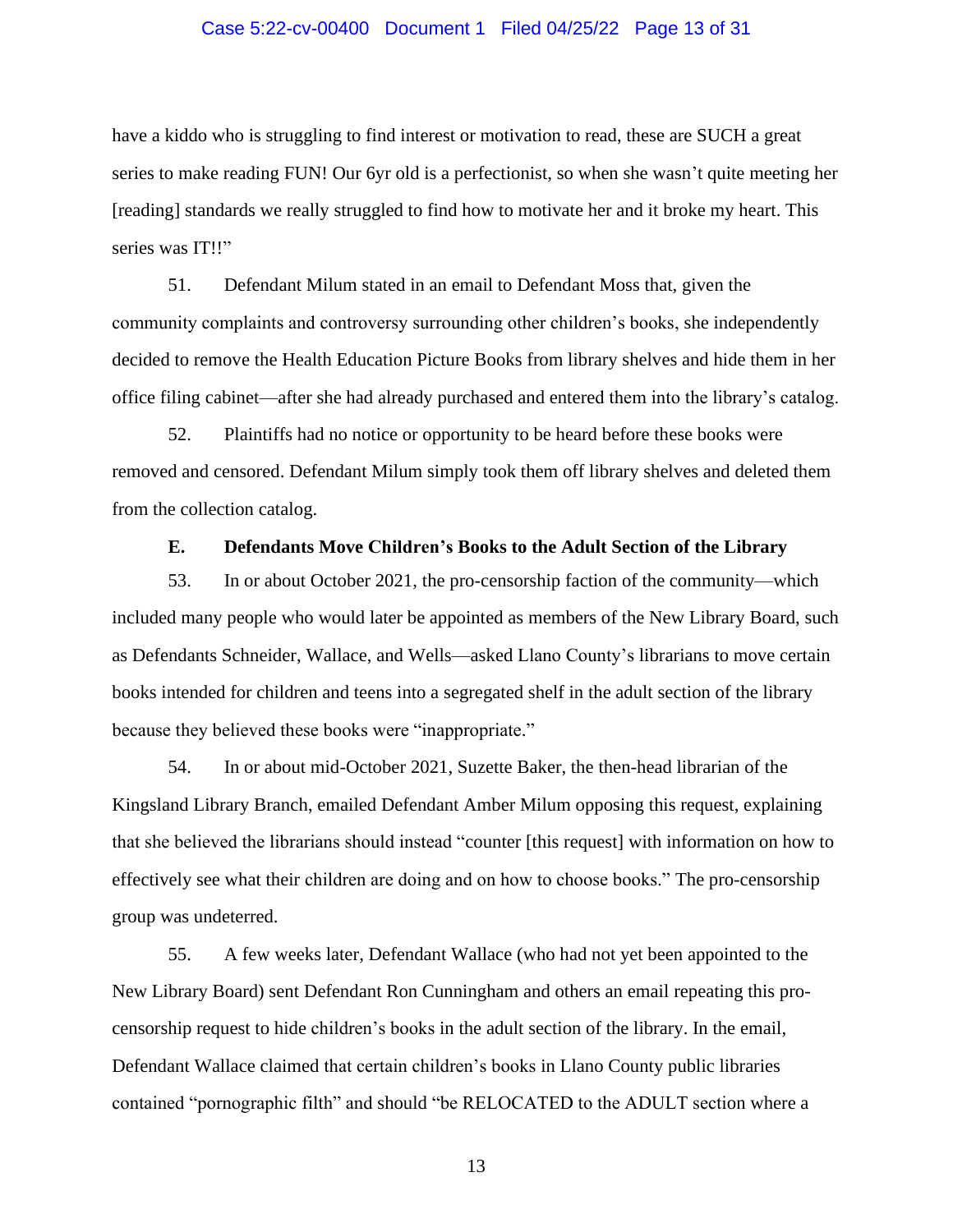have a kiddo who is struggling to find interest or motivation to read, these are SUCH a great series to make reading FUN! Our 6yr old is a perfectionist, so when she wasn't quite meeting her [reading] standards we really struggled to find how to motivate her and it broke my heart. This series was IT!!"

51. Defendant Milum stated in an email to Defendant Moss that, given the community complaints and controversy surrounding other children's books, she independently decided to remove the Health Education Picture Books from library shelves and hide them in her office filing cabinet—after she had already purchased and entered them into the library's catalog.

52. Plaintiffs had no notice or opportunity to be heard before these books were removed and censored. Defendant Milum simply took them off library shelves and deleted them from the collection catalog.

### E. Defendants Move Children's Books to the Adult Section of the Library

53. In or about October 2021, the pro-censorship faction of the community—which included many people who would later be appointed as members of the New Library Board, such as Defendants Schneider, Wallace, and Wells—asked Llano County's librarians to move certain books intended for children and teens into a segregated shelf in the adult section of the library because they believed these books were "inappropriate."

54. In or about mid-October 2021, Suzette Baker, the then-head librarian of the Kingsland Library Branch, emailed Defendant Amber Milum opposing this request, explaining that she believed the librarians should instead "counter [this request] with information on how to effectively see what their children are doing and on how to choose books." The pro-censorship group was undeterred.

55. A few weeks later, Defendant Wallace (who had not yet been appointed to the New Library Board) sent Defendant Ron Cunningham and others an email repeating this pro-censorship request to hide children's books in the adult section of the library. In the email, Defendant Wallace claimed that certain children's books in Llano County public libraries contained "pornographic filth" and should "be RELOCATED to the ADULT section where a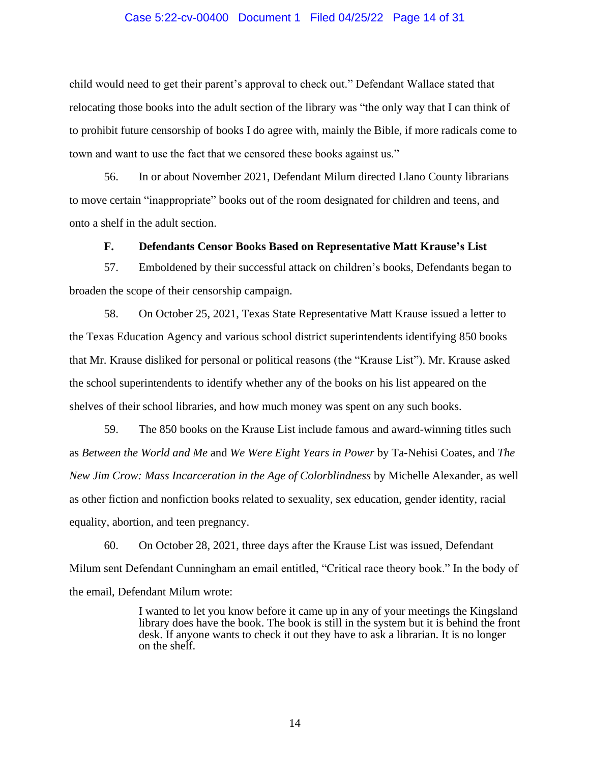child would need to get their parent's approval to check out." Defendant Wallace stated that relocating those books into the adult section of the library was "the only way that I can think of to prohibit future censorship of books I do agree with, mainly the Bible, if more radicals come to town and want to use the fact that we censored these books against us."

56. In or about November 2021, Defendant Milum directed Llano County librarians to move certain "inappropriate" books out of the room designated for children and teens, and onto a shelf in the adult section.

### F. Defendants Censor Books Based on Representative Matt Krause's List

57. Emboldened by their successful attack on children's books, Defendants began to broaden the scope of their censorship campaign.

58. On October 25, 2021, Texas State Representative Matt Krause issued a letter to the Texas Education Agency and various school district superintendents identifying 850 books that Mr. Krause disliked for personal or political reasons (the "Krause List"). Mr. Krause asked the school superintendents to identify whether any of the books on his list appeared on the shelves of their school libraries, and how much money was spent on any such books.

59. The 850 books on the Krause List include famous and award-winning titles such as *Between the World and Me* and *We Were Eight Years in Power* by Ta-Nehisi Coates, and *The New Jim Crow: Mass Incarceration in the Age of Colorblindness* by Michelle Alexander, as well as other fiction and nonfiction books related to sexuality, sex education, gender identity, racial equality, abortion, and teen pregnancy.

60. On October 28, 2021, three days after the Krause List was issued, Defendant Milum sent Defendant Cunningham an email entitled, "Critical race theory book." In the body of the email, Defendant Milum wrote:

> I wanted to let you know before it came up in any of your meetings the Kingsland library does have the book. The book is still in the system but it is behind the front desk. If anyone wants to check it out they have to ask a librarian. It is no longer on the shelf.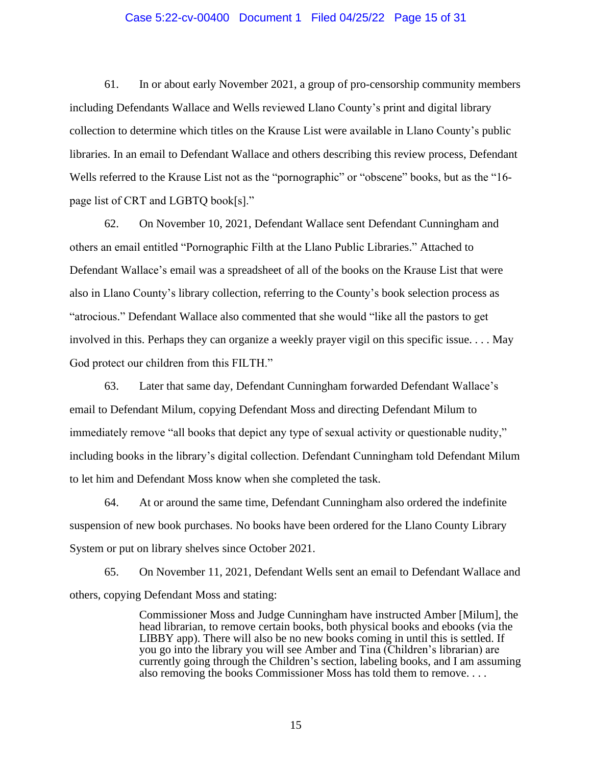61. In or about early November 2021, a group of pro-censorship community members including Defendants Wallace and Wells reviewed Llano County's print and digital library collection to determine which titles on the Krause List were available in Llano County's public libraries. In an email to Defendant Wallace and others describing this review process, Defendant Wells referred to the Krause List not as the "pornographic" or "obscene" books, but as the "16-page list of CRT and LGBTQ book[s]."

62. On November 10, 2021, Defendant Wallace sent Defendant Cunningham and others an email entitled "Pornographic Filth at the Llano Public Libraries." Attached to Defendant Wallace's email was a spreadsheet of all of the books on the Krause List that were also in Llano County's library collection, referring to the County's book selection process as "atrocious." Defendant Wallace also commented that she would "like all the pastors to get involved in this. Perhaps they can organize a weekly prayer vigil on this specific issue. . . . May God protect our children from this FILTH."

63. Later that same day, Defendant Cunningham forwarded Defendant Wallace's email to Defendant Milum, copying Defendant Moss and directing Defendant Milum to immediately remove "all books that depict any type of sexual activity or questionable nudity," including books in the library's digital collection. Defendant Cunningham told Defendant Milum to let him and Defendant Moss know when she completed the task.

64. At or around the same time, Defendant Cunningham also ordered the indefinite suspension of new book purchases. No books have been ordered for the Llano County Library System or put on library shelves since October 2021.

65. On November 11, 2021, Defendant Wells sent an email to Defendant Wallace and others, copying Defendant Moss and stating:

> Commissioner Moss and Judge Cunningham have instructed Amber [Milum], the head librarian, to remove certain books, both physical books and ebooks (via the LIBBY app). There will also be no new books coming in until this is settled. If you go into the library you will see Amber and Tina (Children's librarian) are currently going through the Children's section, labeling books, and I am assuming also removing the books Commissioner Moss has told them to remove. . . .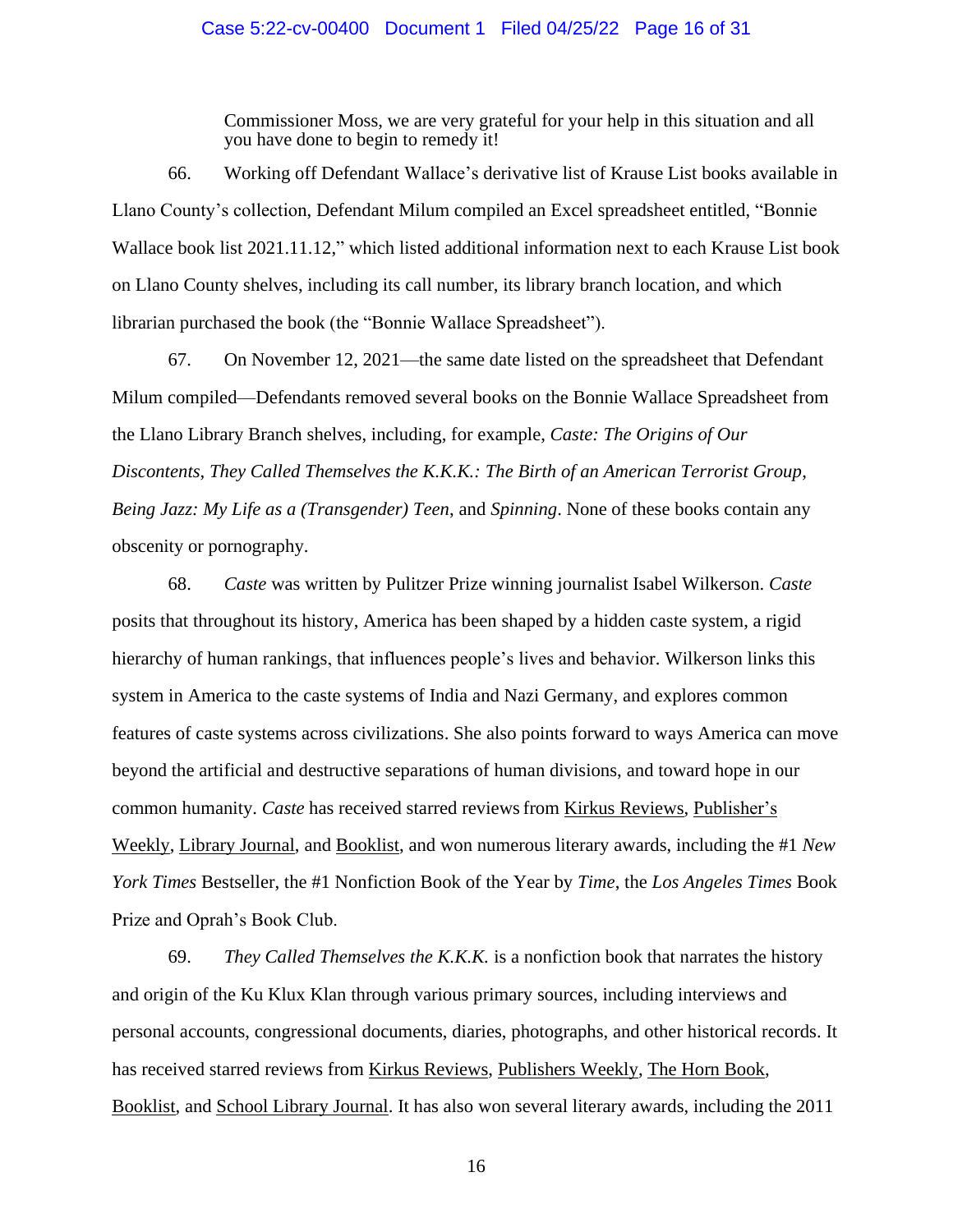> Commissioner Moss, we are very grateful for your help in this situation and all you have done to begin to remedy it!

66. Working off Defendant Wallace's derivative list of Krause List books available in Llano County's collection, Defendant Milum compiled an Excel spreadsheet entitled, "Bonnie Wallace book list 2021.11.12," which listed additional information next to each Krause List book on Llano County shelves, including its call number, its library branch location, and which librarian purchased the book (the "Bonnie Wallace Spreadsheet").

67. On November 12, 2021—the same date listed on the spreadsheet that Defendant Milum compiled—Defendants removed several books on the Bonnie Wallace Spreadsheet from the Llano Library Branch shelves, including, for example, *Caste: The Origins of Our Discontents*, *They Called Themselves the K.K.K.: The Birth of an American Terrorist Group*, *Being Jazz: My Life as a (Transgender) Teen*, and *Spinning*. None of these books contain any obscenity or pornography.

68. *Caste* was written by Pulitzer Prize winning journalist Isabel Wilkerson. *Caste* posits that throughout its history, America has been shaped by a hidden caste system, a rigid hierarchy of human rankings, that influences people's lives and behavior. Wilkerson links this system in America to the caste systems of India and Nazi Germany, and explores common features of caste systems across civilizations. She also points forward to ways America can move beyond the artificial and destructive separations of human divisions, and toward hope in our common humanity. *Caste* has received starred reviews from Kirkus Reviews, Publisher's Weekly, Library Journal, and Booklist, and won numerous literary awards, including the #1 *New York Times* Bestseller, the #1 Nonfiction Book of the Year by *Time*, the *Los Angeles Times* Book Prize and Oprah's Book Club.

69. *They Called Themselves the K.K.K.* is a nonfiction book that narrates the history and origin of the Ku Klux Klan through various primary sources, including interviews and personal accounts, congressional documents, diaries, photographs, and other historical records. It has received starred reviews from Kirkus Reviews, Publishers Weekly, The Horn Book, Booklist, and School Library Journal. It has also won several literary awards, including the 2011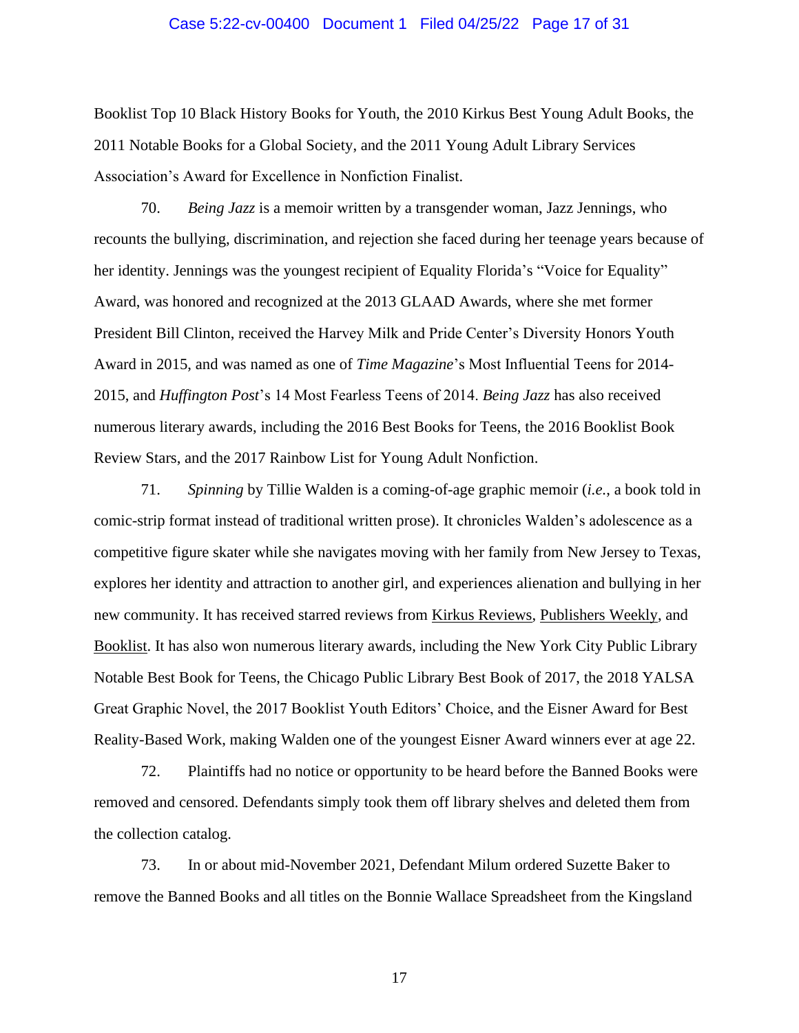Booklist Top 10 Black History Books for Youth, the 2010 Kirkus Best Young Adult Books, the 2011 Notable Books for a Global Society, and the 2011 Young Adult Library Services Association's Award for Excellence in Nonfiction Finalist.

70. *Being Jazz* is a memoir written by a transgender woman, Jazz Jennings, who recounts the bullying, discrimination, and rejection she faced during her teenage years because of her identity. Jennings was the youngest recipient of Equality Florida's "Voice for Equality" Award, was honored and recognized at the 2013 GLAAD Awards, where she met former President Bill Clinton, received the Harvey Milk and Pride Center's Diversity Honors Youth Award in 2015, and was named as one of *Time Magazine*'s Most Influential Teens for 2014-2015, and *Huffington Post*'s 14 Most Fearless Teens of 2014. *Being Jazz* has also received numerous literary awards, including the 2016 Best Books for Teens, the 2016 Booklist Book Review Stars, and the 2017 Rainbow List for Young Adult Nonfiction.

71. *Spinning* by Tillie Walden is a coming-of-age graphic memoir (*i.e.*, a book told in comic-strip format instead of traditional written prose). It chronicles Walden's adolescence as a competitive figure skater while she navigates moving with her family from New Jersey to Texas, explores her identity and attraction to another girl, and experiences alienation and bullying in her new community. It has received starred reviews from Kirkus Reviews, Publishers Weekly, and Booklist. It has also won numerous literary awards, including the New York City Public Library Notable Best Book for Teens, the Chicago Public Library Best Book of 2017, the 2018 YALSA Great Graphic Novel, the 2017 Booklist Youth Editors' Choice, and the Eisner Award for Best Reality-Based Work, making Walden one of the youngest Eisner Award winners ever at age 22.

72. Plaintiffs had no notice or opportunity to be heard before the Banned Books were removed and censored. Defendants simply took them off library shelves and deleted them from the collection catalog.

73. In or about mid-November 2021, Defendant Milum ordered Suzette Baker to remove the Banned Books and all titles on the Bonnie Wallace Spreadsheet from the Kingsland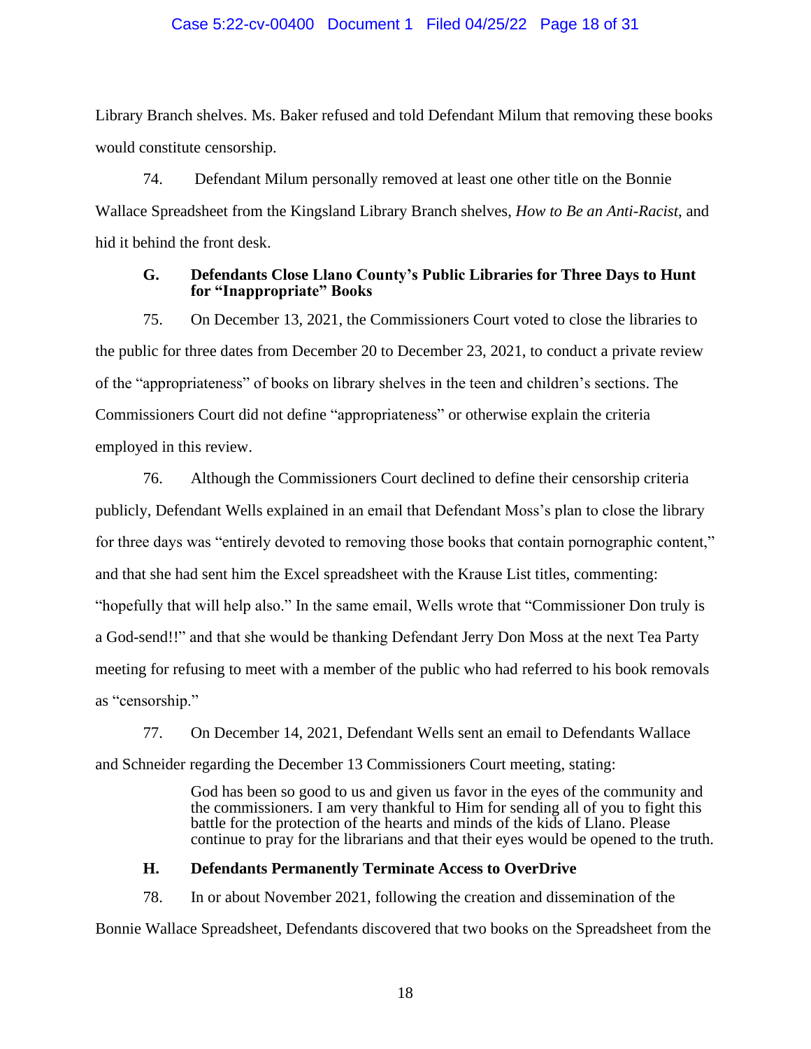Library Branch shelves. Ms. Baker refused and told Defendant Milum that removing these books would constitute censorship.

74. Defendant Milum personally removed at least one other title on the Bonnie Wallace Spreadsheet from the Kingsland Library Branch shelves, *How to Be an Anti-Racist*, and hid it behind the front desk.

### G. Defendants Close Llano County's Public Libraries for Three Days to Hunt for "Inappropriate" Books

75. On December 13, 2021, the Commissioners Court voted to close the libraries to the public for three dates from December 20 to December 23, 2021, to conduct a private review of the "appropriateness" of books on library shelves in the teen and children's sections. The Commissioners Court did not define "appropriateness" or otherwise explain the criteria employed in this review.

76. Although the Commissioners Court declined to define their censorship criteria publicly, Defendant Wells explained in an email that Defendant Moss's plan to close the library for three days was "entirely devoted to removing those books that contain pornographic content," and that she had sent him the Excel spreadsheet with the Krause List titles, commenting: "hopefully that will help also." In the same email, Wells wrote that "Commissioner Don truly is a God-send!!" and that she would be thanking Defendant Jerry Don Moss at the next Tea Party meeting for refusing to meet with a member of the public who had referred to his book removals as "censorship."

77. On December 14, 2021, Defendant Wells sent an email to Defendants Wallace and Schneider regarding the December 13 Commissioners Court meeting, stating:

> God has been so good to us and given us favor in the eyes of the community and the commissioners. I am very thankful to Him for sending all of you to fight this battle for the protection of the hearts and minds of the kids of Llano. Please continue to pray for the librarians and that their eyes would be opened to the truth.

### H. Defendants Permanently Terminate Access to OverDrive

78. In or about November 2021, following the creation and dissemination of the Bonnie Wallace Spreadsheet, Defendants discovered that two books on the Spreadsheet from the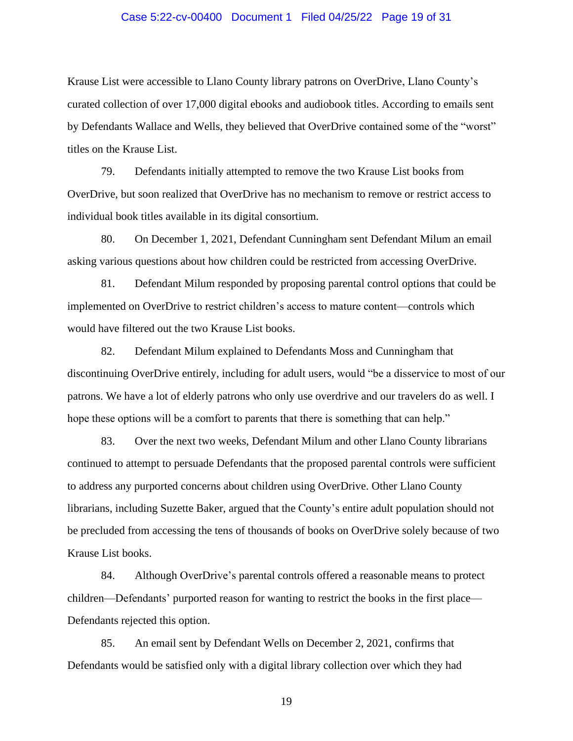Krause List were accessible to Llano County library patrons on OverDrive, Llano County's curated collection of over 17,000 digital ebooks and audiobook titles. According to emails sent by Defendants Wallace and Wells, they believed that OverDrive contained some of the "worst" titles on the Krause List.

79. Defendants initially attempted to remove the two Krause List books from OverDrive, but soon realized that OverDrive has no mechanism to remove or restrict access to individual book titles available in its digital consortium.

80. On December 1, 2021, Defendant Cunningham sent Defendant Milum an email asking various questions about how children could be restricted from accessing OverDrive.

81. Defendant Milum responded by proposing parental control options that could be implemented on OverDrive to restrict children's access to mature content—controls which would have filtered out the two Krause List books.

82. Defendant Milum explained to Defendants Moss and Cunningham that discontinuing OverDrive entirely, including for adult users, would "be a disservice to most of our patrons. We have a lot of elderly patrons who only use overdrive and our travelers do as well. I hope these options will be a comfort to parents that there is something that can help."

83. Over the next two weeks, Defendant Milum and other Llano County librarians continued to attempt to persuade Defendants that the proposed parental controls were sufficient to address any purported concerns about children using OverDrive. Other Llano County librarians, including Suzette Baker, argued that the County's entire adult population should not be precluded from accessing the tens of thousands of books on OverDrive solely because of two Krause List books.

84. Although OverDrive's parental controls offered a reasonable means to protect children—Defendants' purported reason for wanting to restrict the books in the first place—Defendants rejected this option.

85. An email sent by Defendant Wells on December 2, 2021, confirms that Defendants would be satisfied only with a digital library collection over which they had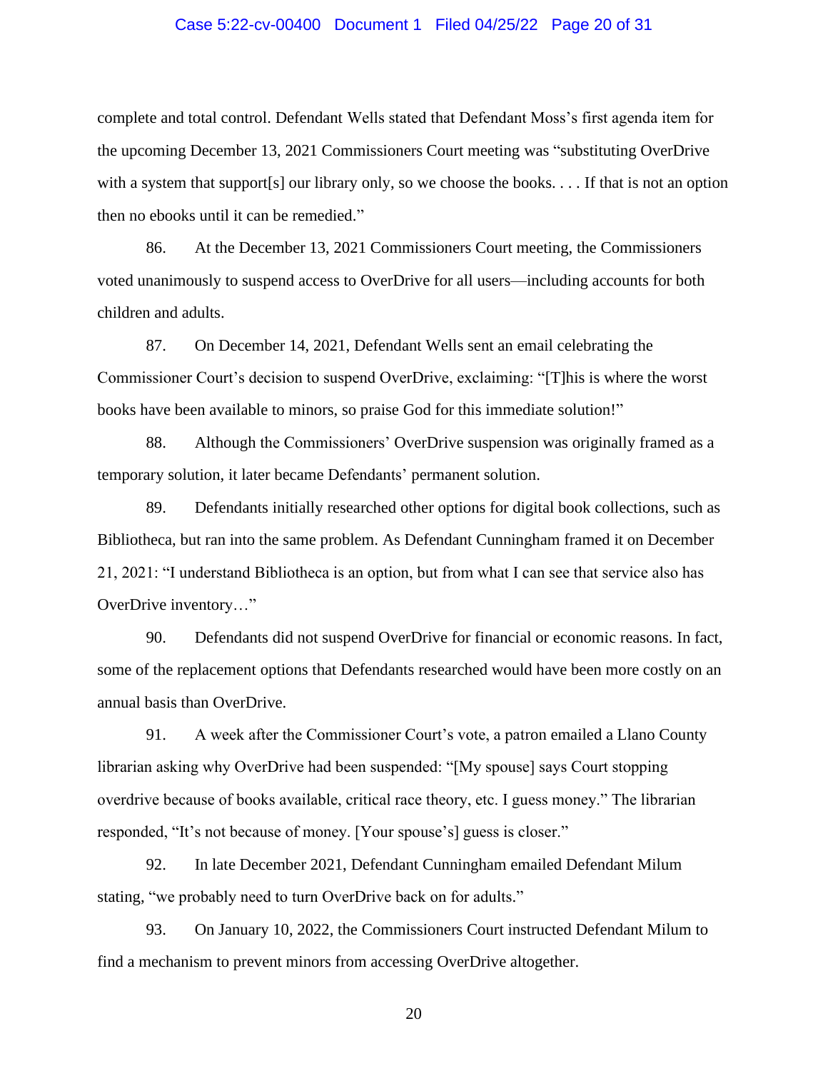complete and total control. Defendant Wells stated that Defendant Moss's first agenda item for the upcoming December 13, 2021 Commissioners Court meeting was "substituting OverDrive with a system that support[s] our library only, so we choose the books. . . . If that is not an option then no ebooks until it can be remedied."

86. At the December 13, 2021 Commissioners Court meeting, the Commissioners voted unanimously to suspend access to OverDrive for all users—including accounts for both children and adults.

87. On December 14, 2021, Defendant Wells sent an email celebrating the Commissioner Court's decision to suspend OverDrive, exclaiming: "[T]his is where the worst books have been available to minors, so praise God for this immediate solution!"

88. Although the Commissioners' OverDrive suspension was originally framed as a temporary solution, it later became Defendants' permanent solution.

89. Defendants initially researched other options for digital book collections, such as Bibliotheca, but ran into the same problem. As Defendant Cunningham framed it on December 21, 2021: "I understand Bibliotheca is an option, but from what I can see that service also has OverDrive inventory…"

90. Defendants did not suspend OverDrive for financial or economic reasons. In fact, some of the replacement options that Defendants researched would have been more costly on an annual basis than OverDrive.

91. A week after the Commissioner Court's vote, a patron emailed a Llano County librarian asking why OverDrive had been suspended: "[My spouse] says Court stopping overdrive because of books available, critical race theory, etc. I guess money." The librarian responded, "It's not because of money. [Your spouse's] guess is closer."

92. In late December 2021, Defendant Cunningham emailed Defendant Milum stating, "we probably need to turn OverDrive back on for adults."

93. On January 10, 2022, the Commissioners Court instructed Defendant Milum to find a mechanism to prevent minors from accessing OverDrive altogether.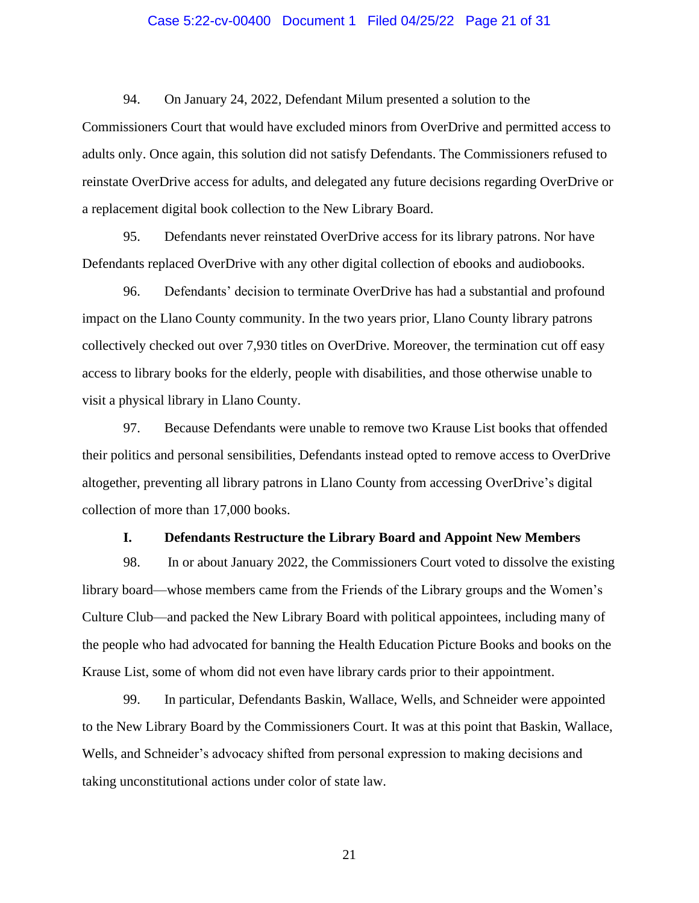94. On January 24, 2022, Defendant Milum presented a solution to the Commissioners Court that would have excluded minors from OverDrive and permitted access to adults only. Once again, this solution did not satisfy Defendants. The Commissioners refused to reinstate OverDrive access for adults, and delegated any future decisions regarding OverDrive or a replacement digital book collection to the New Library Board.

95. Defendants never reinstated OverDrive access for its library patrons. Nor have Defendants replaced OverDrive with any other digital collection of ebooks and audiobooks.

96. Defendants' decision to terminate OverDrive has had a substantial and profound impact on the Llano County community. In the two years prior, Llano County library patrons collectively checked out over 7,930 titles on OverDrive. Moreover, the termination cut off easy access to library books for the elderly, people with disabilities, and those otherwise unable to visit a physical library in Llano County.

97. Because Defendants were unable to remove two Krause List books that offended their politics and personal sensibilities, Defendants instead opted to remove access to OverDrive altogether, preventing all library patrons in Llano County from accessing OverDrive's digital collection of more than 17,000 books.

### I. Defendants Restructure the Library Board and Appoint New Members

98. In or about January 2022, the Commissioners Court voted to dissolve the existing library board—whose members came from the Friends of the Library groups and the Women's Culture Club—and packed the New Library Board with political appointees, including many of the people who had advocated for banning the Health Education Picture Books and books on the Krause List, some of whom did not even have library cards prior to their appointment.

99. In particular, Defendants Baskin, Wallace, Wells, and Schneider were appointed to the New Library Board by the Commissioners Court. It was at this point that Baskin, Wallace, Wells, and Schneider's advocacy shifted from personal expression to making decisions and taking unconstitutional actions under color of state law.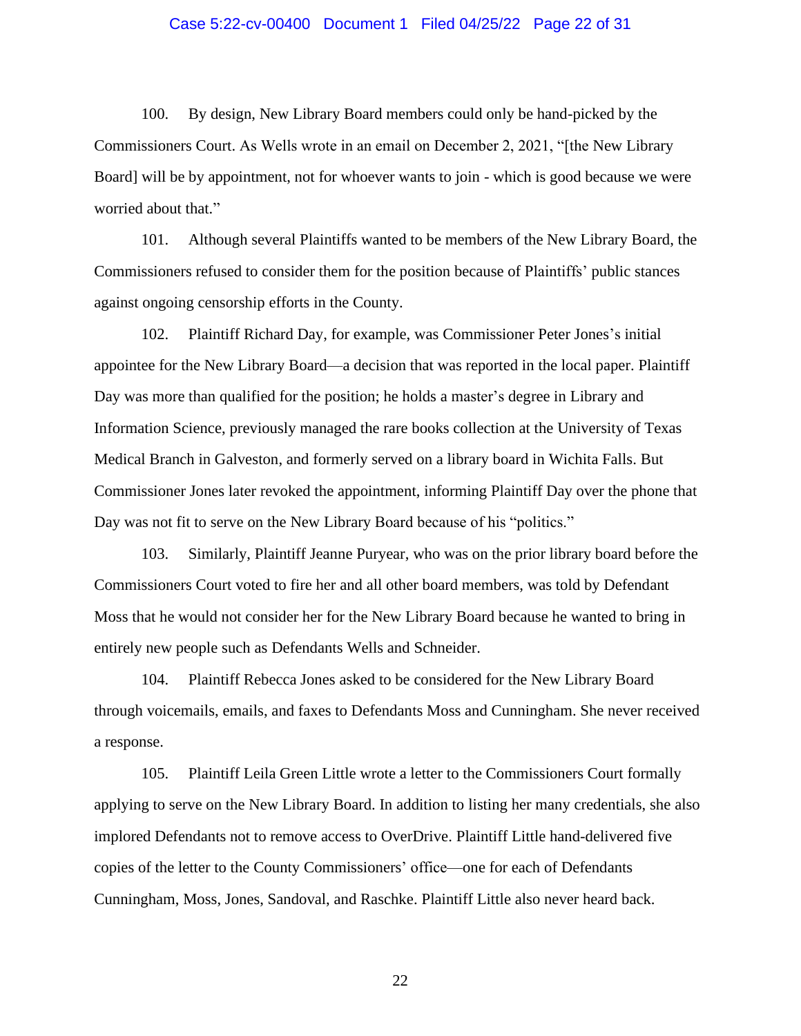100. By design, New Library Board members could only be hand-picked by the Commissioners Court. As Wells wrote in an email on December 2, 2021, "[the New Library Board] will be by appointment, not for whoever wants to join - which is good because we were worried about that."

101. Although several Plaintiffs wanted to be members of the New Library Board, the Commissioners refused to consider them for the position because of Plaintiffs' public stances against ongoing censorship efforts in the County.

102. Plaintiff Richard Day, for example, was Commissioner Peter Jones's initial appointee for the New Library Board—a decision that was reported in the local paper. Plaintiff Day was more than qualified for the position; he holds a master's degree in Library and Information Science, previously managed the rare books collection at the University of Texas Medical Branch in Galveston, and formerly served on a library board in Wichita Falls. But Commissioner Jones later revoked the appointment, informing Plaintiff Day over the phone that Day was not fit to serve on the New Library Board because of his "politics."

103. Similarly, Plaintiff Jeanne Puryear, who was on the prior library board before the Commissioners Court voted to fire her and all other board members, was told by Defendant Moss that he would not consider her for the New Library Board because he wanted to bring in entirely new people such as Defendants Wells and Schneider.

104. Plaintiff Rebecca Jones asked to be considered for the New Library Board through voicemails, emails, and faxes to Defendants Moss and Cunningham. She never received a response.

105. Plaintiff Leila Green Little wrote a letter to the Commissioners Court formally applying to serve on the New Library Board. In addition to listing her many credentials, she also implored Defendants not to remove access to OverDrive. Plaintiff Little hand-delivered five copies of the letter to the County Commissioners' office—one for each of Defendants Cunningham, Moss, Jones, Sandoval, and Raschke. Plaintiff Little also never heard back.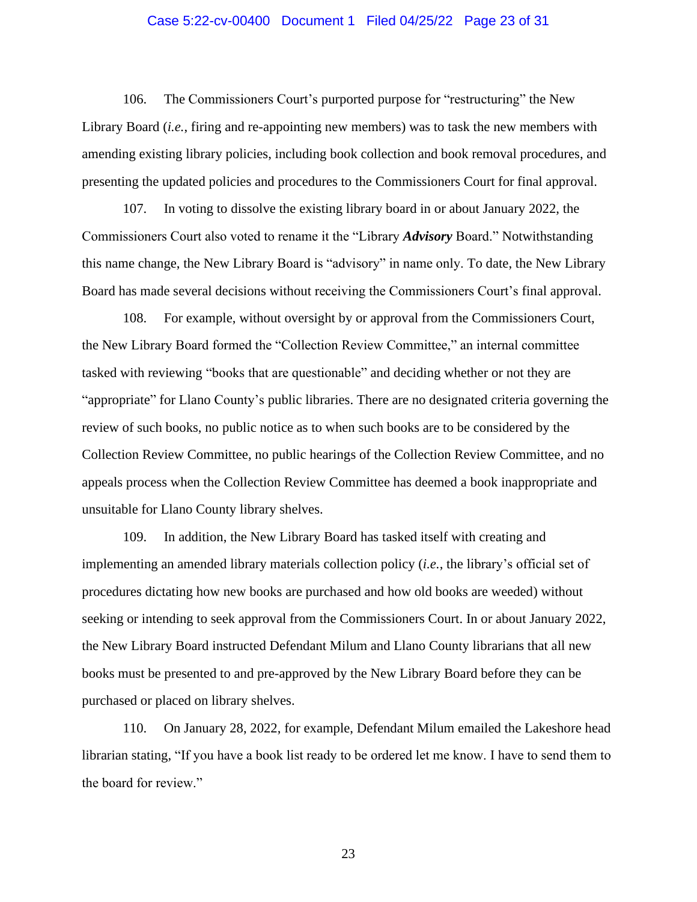106. The Commissioners Court's purported purpose for "restructuring" the New Library Board (*i.e.*, firing and re-appointing new members) was to task the new members with amending existing library policies, including book collection and book removal procedures, and presenting the updated policies and procedures to the Commissioners Court for final approval.

107. In voting to dissolve the existing library board in or about January 2022, the Commissioners Court also voted to rename it the "Library ***Advisory*** Board." Notwithstanding this name change, the New Library Board is "advisory" in name only. To date, the New Library Board has made several decisions without receiving the Commissioners Court's final approval.

108. For example, without oversight by or approval from the Commissioners Court, the New Library Board formed the "Collection Review Committee," an internal committee tasked with reviewing "books that are questionable" and deciding whether or not they are "appropriate" for Llano County's public libraries. There are no designated criteria governing the review of such books, no public notice as to when such books are to be considered by the Collection Review Committee, no public hearings of the Collection Review Committee, and no appeals process when the Collection Review Committee has deemed a book inappropriate and unsuitable for Llano County library shelves.

109. In addition, the New Library Board has tasked itself with creating and implementing an amended library materials collection policy (*i.e.*, the library's official set of procedures dictating how new books are purchased and how old books are weeded) without seeking or intending to seek approval from the Commissioners Court. In or about January 2022, the New Library Board instructed Defendant Milum and Llano County librarians that all new books must be presented to and pre-approved by the New Library Board before they can be purchased or placed on library shelves.

110. On January 28, 2022, for example, Defendant Milum emailed the Lakeshore head librarian stating, "If you have a book list ready to be ordered let me know. I have to send them to the board for review."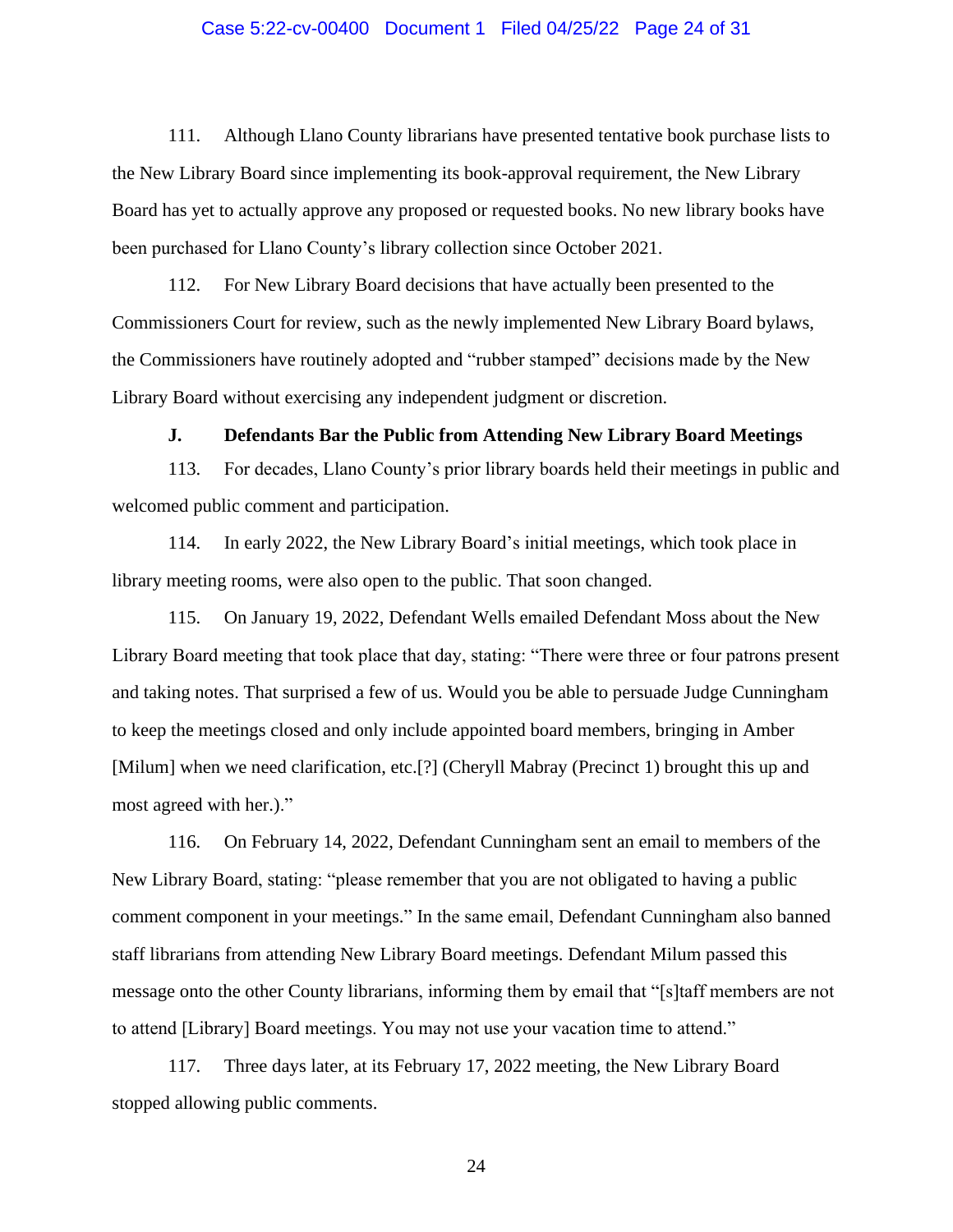111. Although Llano County librarians have presented tentative book purchase lists to the New Library Board since implementing its book-approval requirement, the New Library Board has yet to actually approve any proposed or requested books. No new library books have been purchased for Llano County's library collection since October 2021.

112. For New Library Board decisions that have actually been presented to the Commissioners Court for review, such as the newly implemented New Library Board bylaws, the Commissioners have routinely adopted and "rubber stamped" decisions made by the New Library Board without exercising any independent judgment or discretion.

### J. Defendants Bar the Public from Attending New Library Board Meetings

113. For decades, Llano County's prior library boards held their meetings in public and welcomed public comment and participation.

114. In early 2022, the New Library Board's initial meetings, which took place in library meeting rooms, were also open to the public. That soon changed.

115. On January 19, 2022, Defendant Wells emailed Defendant Moss about the New Library Board meeting that took place that day, stating: "There were three or four patrons present and taking notes. That surprised a few of us. Would you be able to persuade Judge Cunningham to keep the meetings closed and only include appointed board members, bringing in Amber [Milum] when we need clarification, etc.[?] (Cheryll Mabray (Precinct 1) brought this up and most agreed with her.)."

116. On February 14, 2022, Defendant Cunningham sent an email to members of the New Library Board, stating: "please remember that you are not obligated to having a public comment component in your meetings." In the same email, Defendant Cunningham also banned staff librarians from attending New Library Board meetings. Defendant Milum passed this message onto the other County librarians, informing them by email that "[s]taff members are not to attend [Library] Board meetings. You may not use your vacation time to attend."

117. Three days later, at its February 17, 2022 meeting, the New Library Board stopped allowing public comments.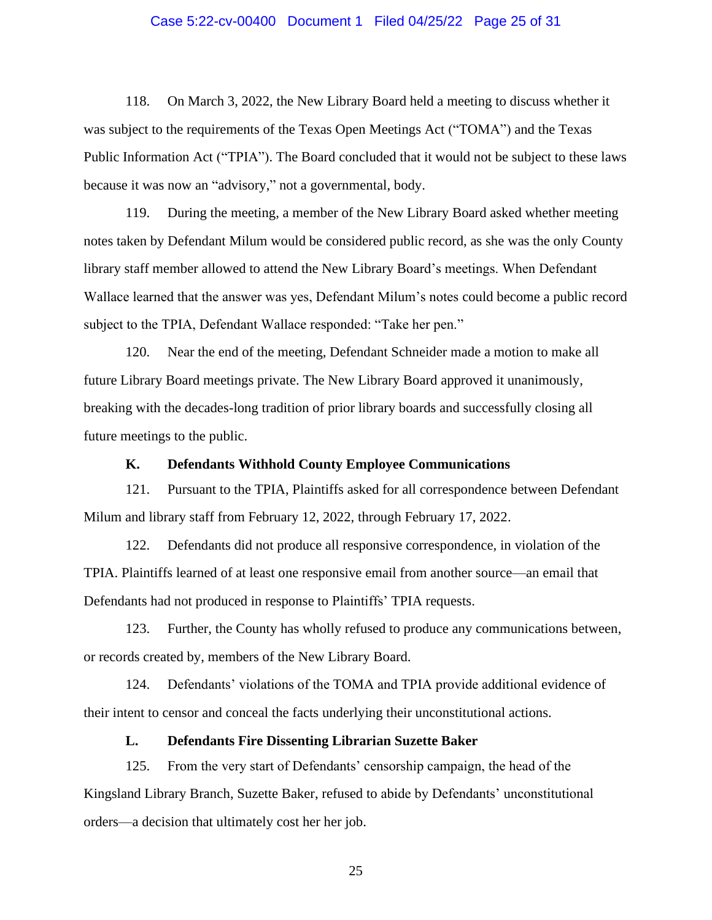118. On March 3, 2022, the New Library Board held a meeting to discuss whether it was subject to the requirements of the Texas Open Meetings Act ("TOMA") and the Texas Public Information Act ("TPIA"). The Board concluded that it would not be subject to these laws because it was now an "advisory," not a governmental, body.

119. During the meeting, a member of the New Library Board asked whether meeting notes taken by Defendant Milum would be considered public record, as she was the only County library staff member allowed to attend the New Library Board's meetings. When Defendant Wallace learned that the answer was yes, Defendant Milum's notes could become a public record subject to the TPIA, Defendant Wallace responded: "Take her pen."

120. Near the end of the meeting, Defendant Schneider made a motion to make all future Library Board meetings private. The New Library Board approved it unanimously, breaking with the decades-long tradition of prior library boards and successfully closing all future meetings to the public.

### K. Defendants Withhold County Employee Communications

121. Pursuant to the TPIA, Plaintiffs asked for all correspondence between Defendant Milum and library staff from February 12, 2022, through February 17, 2022.

122. Defendants did not produce all responsive correspondence, in violation of the TPIA. Plaintiffs learned of at least one responsive email from another source—an email that Defendants had not produced in response to Plaintiffs' TPIA requests.

123. Further, the County has wholly refused to produce any communications between, or records created by, members of the New Library Board.

124. Defendants' violations of the TOMA and TPIA provide additional evidence of their intent to censor and conceal the facts underlying their unconstitutional actions.

### L. Defendants Fire Dissenting Librarian Suzette Baker

125. From the very start of Defendants' censorship campaign, the head of the Kingsland Library Branch, Suzette Baker, refused to abide by Defendants' unconstitutional orders—a decision that ultimately cost her her job.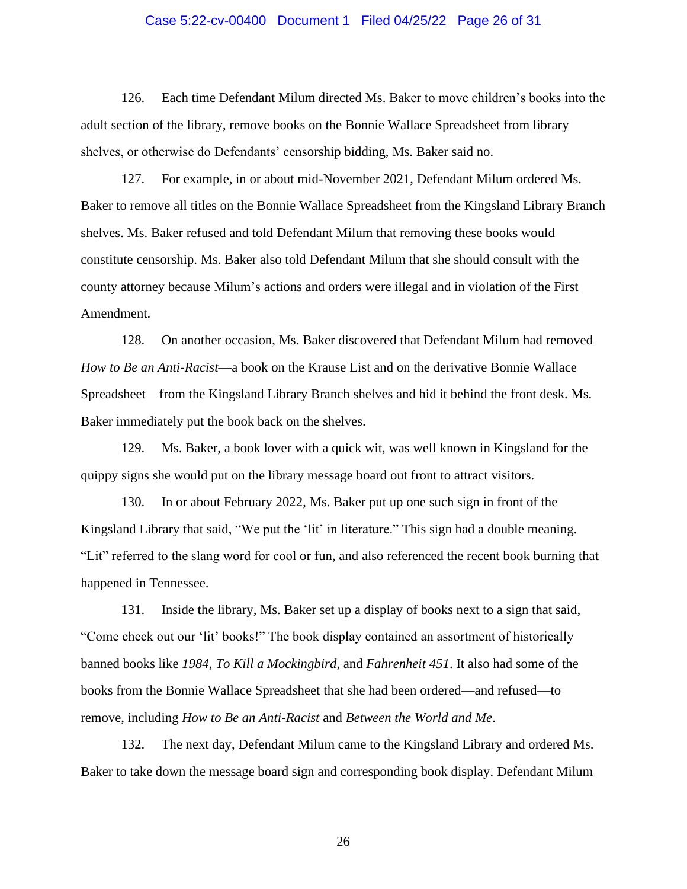126. Each time Defendant Milum directed Ms. Baker to move children's books into the adult section of the library, remove books on the Bonnie Wallace Spreadsheet from library shelves, or otherwise do Defendants' censorship bidding, Ms. Baker said no.

127. For example, in or about mid-November 2021, Defendant Milum ordered Ms. Baker to remove all titles on the Bonnie Wallace Spreadsheet from the Kingsland Library Branch shelves. Ms. Baker refused and told Defendant Milum that removing these books would constitute censorship. Ms. Baker also told Defendant Milum that she should consult with the county attorney because Milum's actions and orders were illegal and in violation of the First Amendment.

128. On another occasion, Ms. Baker discovered that Defendant Milum had removed *How to Be an Anti-Racist*—a book on the Krause List and on the derivative Bonnie Wallace Spreadsheet—from the Kingsland Library Branch shelves and hid it behind the front desk. Ms. Baker immediately put the book back on the shelves.

129. Ms. Baker, a book lover with a quick wit, was well known in Kingsland for the quippy signs she would put on the library message board out front to attract visitors.

130. In or about February 2022, Ms. Baker put up one such sign in front of the Kingsland Library that said, "We put the 'lit' in literature." This sign had a double meaning. "Lit" referred to the slang word for cool or fun, and also referenced the recent book burning that happened in Tennessee.

131. Inside the library, Ms. Baker set up a display of books next to a sign that said, "Come check out our 'lit' books!" The book display contained an assortment of historically banned books like *1984*, *To Kill a Mockingbird*, and *Fahrenheit 451*. It also had some of the books from the Bonnie Wallace Spreadsheet that she had been ordered—and refused—to remove, including *How to Be an Anti-Racist* and *Between the World and Me*.

132. The next day, Defendant Milum came to the Kingsland Library and ordered Ms. Baker to take down the message board sign and corresponding book display. Defendant Milum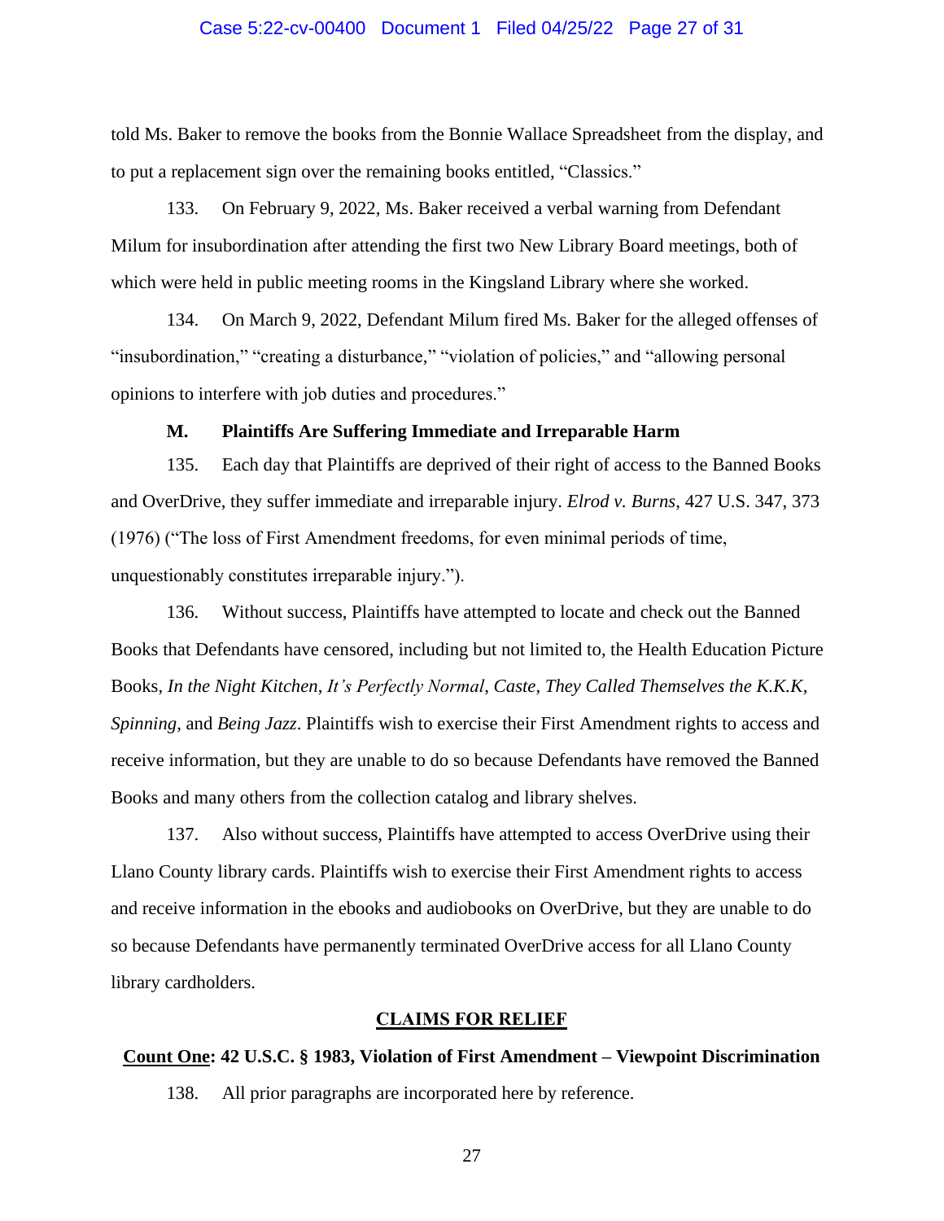told Ms. Baker to remove the books from the Bonnie Wallace Spreadsheet from the display, and to put a replacement sign over the remaining books entitled, "Classics."

133. On February 9, 2022, Ms. Baker received a verbal warning from Defendant Milum for insubordination after attending the first two New Library Board meetings, both of which were held in public meeting rooms in the Kingsland Library where she worked.

134. On March 9, 2022, Defendant Milum fired Ms. Baker for the alleged offenses of "insubordination," "creating a disturbance," "violation of policies," and "allowing personal opinions to interfere with job duties and procedures."

### M. Plaintiffs Are Suffering Immediate and Irreparable Harm

135. Each day that Plaintiffs are deprived of their right of access to the Banned Books and OverDrive, they suffer immediate and irreparable injury. *Elrod v. Burns*, 427 U.S. 347, 373 (1976) ("The loss of First Amendment freedoms, for even minimal periods of time, unquestionably constitutes irreparable injury.").

136. Without success, Plaintiffs have attempted to locate and check out the Banned Books that Defendants have censored, including but not limited to, the Health Education Picture Books, *In the Night Kitchen*, *It's Perfectly Normal*, *Caste*, *They Called Themselves the K.K.K*, *Spinning*, and *Being Jazz*. Plaintiffs wish to exercise their First Amendment rights to access and receive information, but they are unable to do so because Defendants have removed the Banned Books and many others from the collection catalog and library shelves.

137. Also without success, Plaintiffs have attempted to access OverDrive using their Llano County library cards. Plaintiffs wish to exercise their First Amendment rights to access and receive information in the ebooks and audiobooks on OverDrive, but they are unable to do so because Defendants have permanently terminated OverDrive access for all Llano County library cardholders.

## CLAIMS FOR RELIEF

### Count One: 42 U.S.C. § 1983, Violation of First Amendment – Viewpoint Discrimination

138. All prior paragraphs are incorporated here by reference.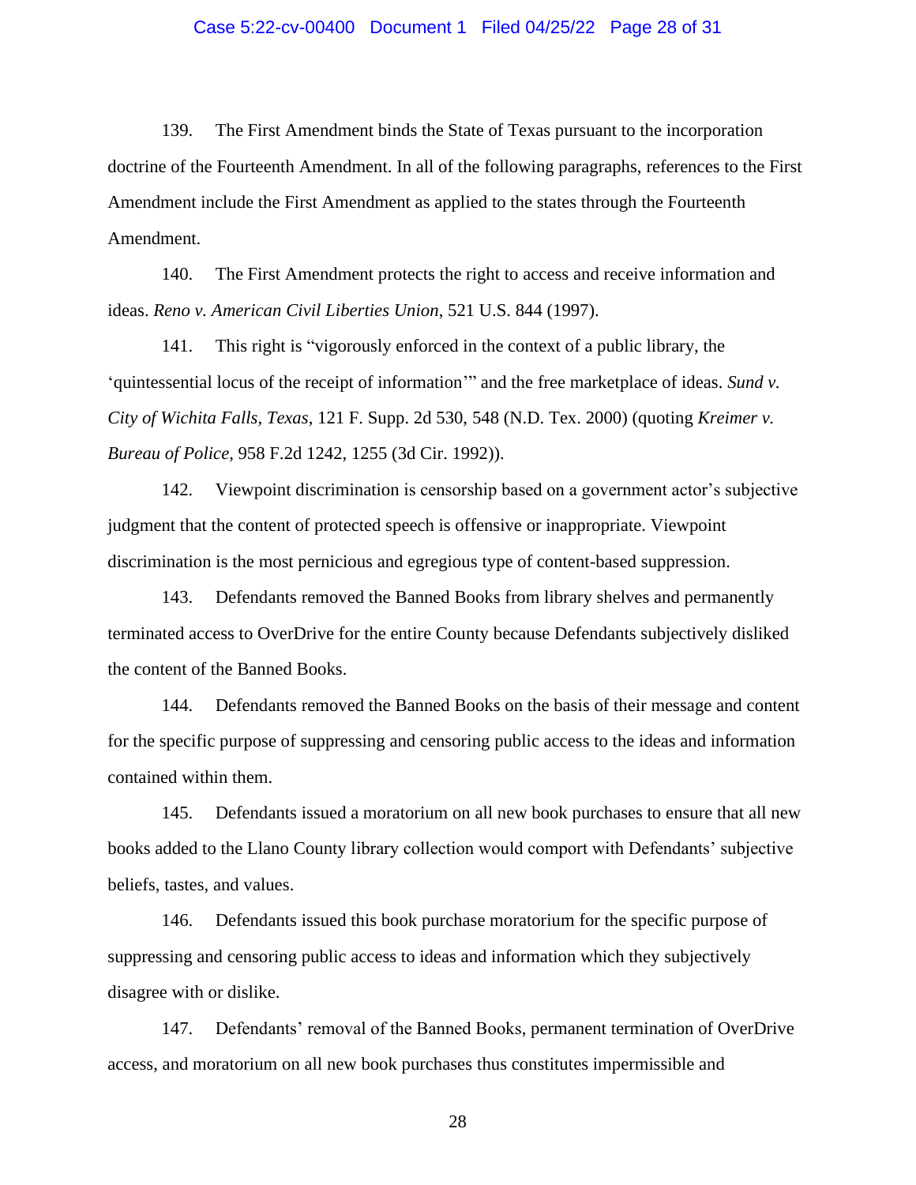139. The First Amendment binds the State of Texas pursuant to the incorporation doctrine of the Fourteenth Amendment. In all of the following paragraphs, references to the First Amendment include the First Amendment as applied to the states through the Fourteenth Amendment.

140. The First Amendment protects the right to access and receive information and ideas. *Reno v. American Civil Liberties Union*, 521 U.S. 844 (1997).

141. This right is "vigorously enforced in the context of a public library, the 'quintessential locus of the receipt of information'" and the free marketplace of ideas. *Sund v. City of Wichita Falls, Texas*, 121 F. Supp. 2d 530, 548 (N.D. Tex. 2000) (quoting *Kreimer v. Bureau of Police*, 958 F.2d 1242, 1255 (3d Cir. 1992)).

142. Viewpoint discrimination is censorship based on a government actor's subjective judgment that the content of protected speech is offensive or inappropriate. Viewpoint discrimination is the most pernicious and egregious type of content-based suppression.

143. Defendants removed the Banned Books from library shelves and permanently terminated access to OverDrive for the entire County because Defendants subjectively disliked the content of the Banned Books.

144. Defendants removed the Banned Books on the basis of their message and content for the specific purpose of suppressing and censoring public access to the ideas and information contained within them.

145. Defendants issued a moratorium on all new book purchases to ensure that all new books added to the Llano County library collection would comport with Defendants' subjective beliefs, tastes, and values.

146. Defendants issued this book purchase moratorium for the specific purpose of suppressing and censoring public access to ideas and information which they subjectively disagree with or dislike.

147. Defendants' removal of the Banned Books, permanent termination of OverDrive access, and moratorium on all new book purchases thus constitutes impermissible and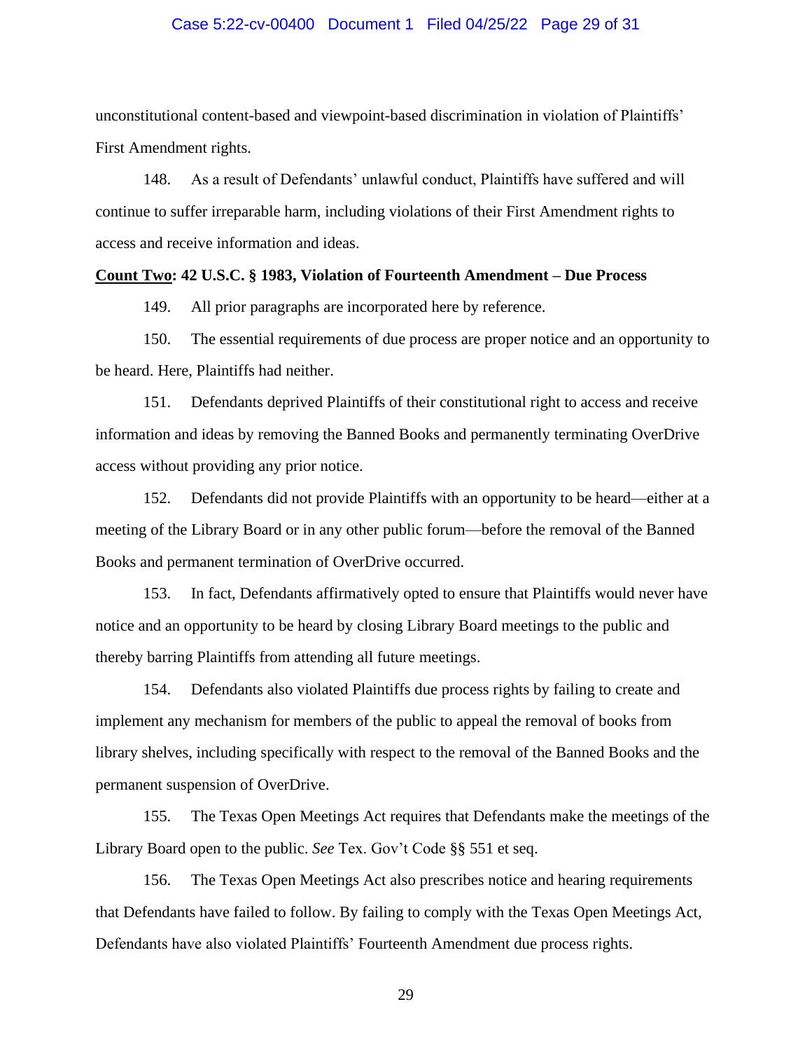unconstitutional content-based and viewpoint-based discrimination in violation of Plaintiffs' First Amendment rights.

148. As a result of Defendants' unlawful conduct, Plaintiffs have suffered and will continue to suffer irreparable harm, including violations of their First Amendment rights to access and receive information and ideas.

**<u>Count Two</u>: 42 U.S.C. § 1983, Violation of Fourteenth Amendment – Due Process**

149. All prior paragraphs are incorporated here by reference.

150. The essential requirements of due process are proper notice and an opportunity to be heard. Here, Plaintiffs had neither.

151. Defendants deprived Plaintiffs of their constitutional right to access and receive information and ideas by removing the Banned Books and permanently terminating OverDrive access without providing any prior notice.

152. Defendants did not provide Plaintiffs with an opportunity to be heard—either at a meeting of the Library Board or in any other public forum—before the removal of the Banned Books and permanent termination of OverDrive occurred.

153. In fact, Defendants affirmatively opted to ensure that Plaintiffs would never have notice and an opportunity to be heard by closing Library Board meetings to the public and thereby barring Plaintiffs from attending all future meetings.

154. Defendants also violated Plaintiffs due process rights by failing to create and implement any mechanism for members of the public to appeal the removal of books from library shelves, including specifically with respect to the removal of the Banned Books and the permanent suspension of OverDrive.

155. The Texas Open Meetings Act requires that Defendants make the meetings of the Library Board open to the public. *See* Tex. Gov't Code §§ 551 et seq.

156. The Texas Open Meetings Act also prescribes notice and hearing requirements that Defendants have failed to follow. By failing to comply with the Texas Open Meetings Act, Defendants have also violated Plaintiffs' Fourteenth Amendment due process rights.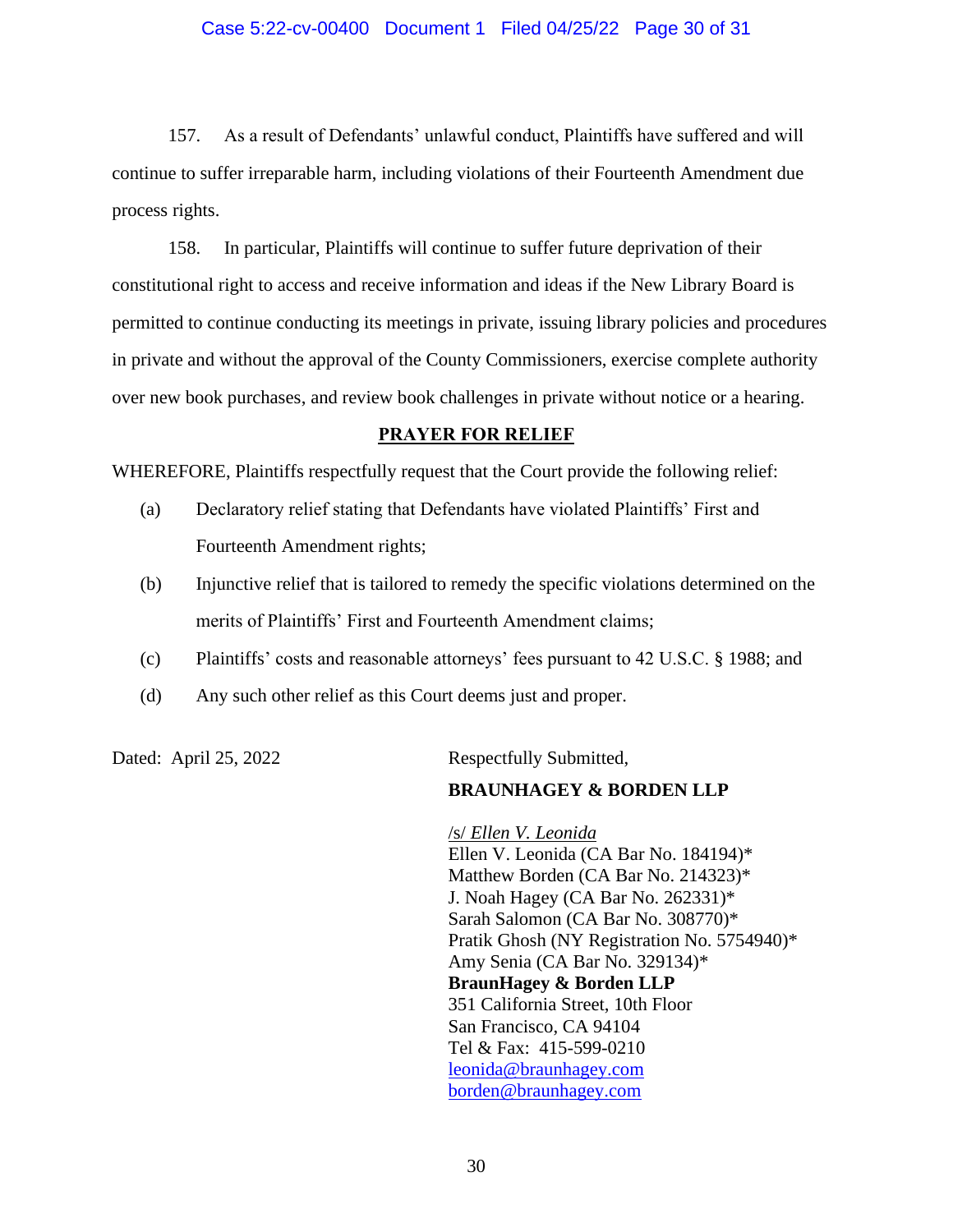157. As a result of Defendants' unlawful conduct, Plaintiffs have suffered and will continue to suffer irreparable harm, including violations of their Fourteenth Amendment due process rights.

158. In particular, Plaintiffs will continue to suffer future deprivation of their constitutional right to access and receive information and ideas if the New Library Board is permitted to continue conducting its meetings in private, issuing library policies and procedures in private and without the approval of the County Commissioners, exercise complete authority over new book purchases, and review book challenges in private without notice or a hearing.

## PRAYER FOR RELIEF

WHEREFORE, Plaintiffs respectfully request that the Court provide the following relief:

(a) Declaratory relief stating that Defendants have violated Plaintiffs' First and Fourteenth Amendment rights;

(b) Injunctive relief that is tailored to remedy the specific violations determined on the merits of Plaintiffs' First and Fourteenth Amendment claims;

(c) Plaintiffs' costs and reasonable attorneys' fees pursuant to 42 U.S.C. § 1988; and

(d) Any such other relief as this Court deems just and proper.

Dated: April 25, 2022

Respectfully Submitted,

**BRAUNHAGEY & BORDEN LLP**

/s/ *Ellen V. Leonida*
Ellen V. Leonida (CA Bar No. 184194)*
Matthew Borden (CA Bar No. 214323)*
J. Noah Hagey (CA Bar No. 262331)*
Sarah Salomon (CA Bar No. 308770)*
Pratik Ghosh (NY Registration No. 5754940)*
Amy Senia (CA Bar No. 329134)*
**BraunHagey & Borden LLP**
351 California Street, 10th Floor
San Francisco, CA 94104
Tel & Fax: 415-599-0210
leonida@braunhagey.com
borden@braunhagey.com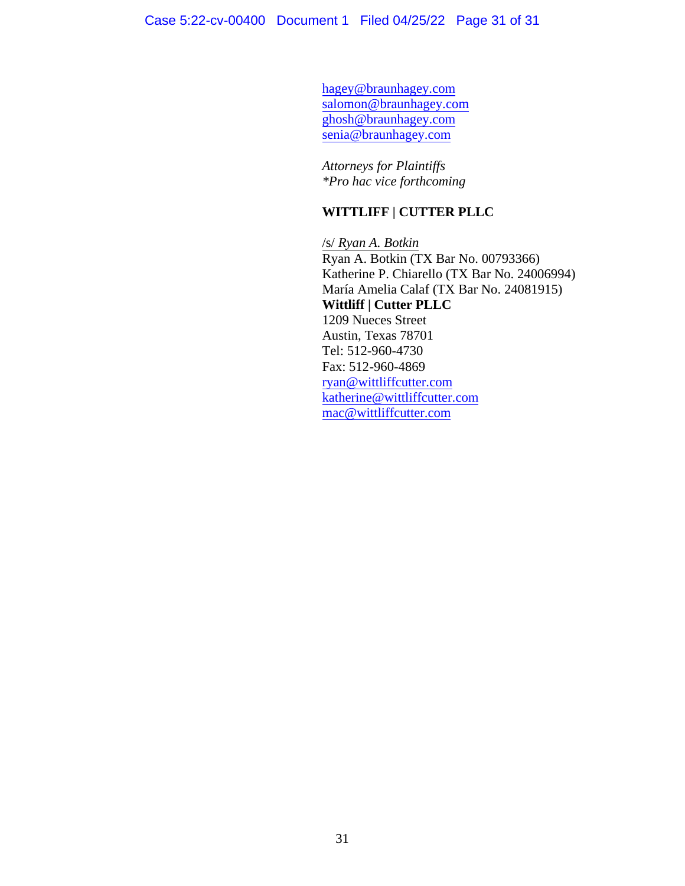hagey@braunhagey.com
salomon@braunhagey.com
ghosh@braunhagey.com
senia@braunhagey.com

*Attorneys for Plaintiffs*
*\*Pro hac vice forthcoming*

**WITTLIFF | CUTTER PLLC**

/s/ *Ryan A. Botkin*
Ryan A. Botkin (TX Bar No. 00793366)
Katherine P. Chiarello (TX Bar No. 24006994)
María Amelia Calaf (TX Bar No. 24081915)
**Wittliff | Cutter PLLC**
1209 Nueces Street
Austin, Texas 78701
Tel: 512-960-4730
Fax: 512-960-4869
ryan@wittliffcutter.com
katherine@wittliffcutter.com
mac@wittliffcutter.com